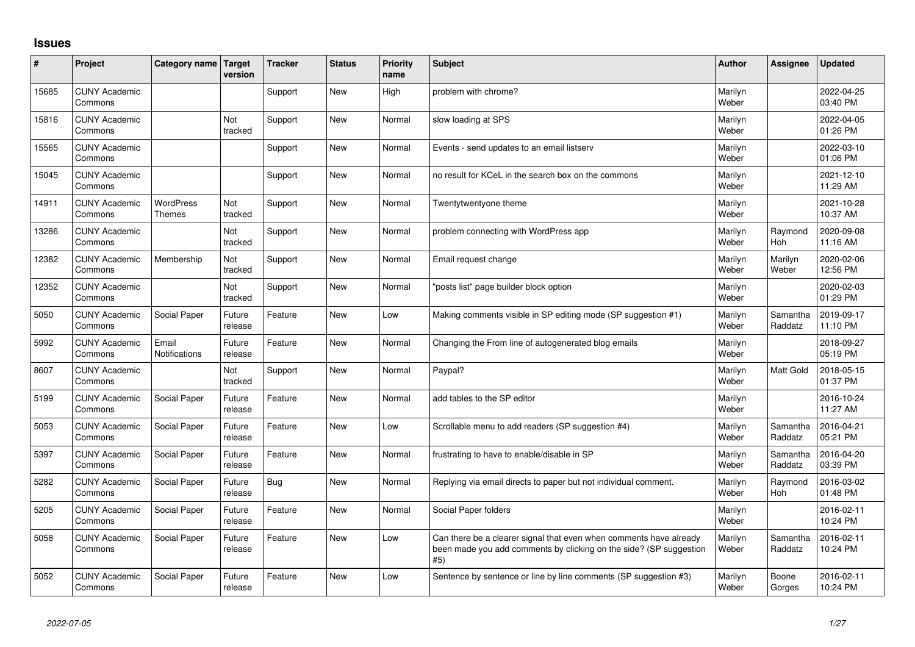## Issues

| # | Project | Category name | Target version | Tracker | Status | Priority name | Subject | Author | Assignee | Updated |
|---|---|---|---|---|---|---|---|---|---|---|
| 15685 | CUNY Academic Commons | | | Support | New | High | problem with chrome? | Marilyn Weber | | 2022-04-25 03:40 PM |
| 15816 | CUNY Academic Commons | | Not tracked | Support | New | Normal | slow loading at SPS | Marilyn Weber | | 2022-04-05 01:26 PM |
| 15565 | CUNY Academic Commons | | | Support | New | Normal | Events - send updates to an email listserv | Marilyn Weber | | 2022-03-10 01:06 PM |
| 15045 | CUNY Academic Commons | | | Support | New | Normal | no result for KCeL in the search box on the commons | Marilyn Weber | | 2021-12-10 11:29 AM |
| 14911 | CUNY Academic Commons | WordPress Themes | Not tracked | Support | New | Normal | Twentytwentyone theme | Marilyn Weber | | 2021-10-28 10:37 AM |
| 13286 | CUNY Academic Commons | | Not tracked | Support | New | Normal | problem connecting with WordPress app | Marilyn Weber | Raymond Hoh | 2020-09-08 11:16 AM |
| 12382 | CUNY Academic Commons | Membership | Not tracked | Support | New | Normal | Email request change | Marilyn Weber | Marilyn Weber | 2020-02-06 12:56 PM |
| 12352 | CUNY Academic Commons | | Not tracked | Support | New | Normal | "posts list" page builder block option | Marilyn Weber | | 2020-02-03 01:29 PM |
| 5050 | CUNY Academic Commons | Social Paper | Future release | Feature | New | Low | Making comments visible in SP editing mode (SP suggestion #1) | Marilyn Weber | Samantha Raddatz | 2019-09-17 11:10 PM |
| 5992 | CUNY Academic Commons | Email Notifications | Future release | Feature | New | Normal | Changing the From line of autogenerated blog emails | Marilyn Weber | | 2018-09-27 05:19 PM |
| 8607 | CUNY Academic Commons | | Not tracked | Support | New | Normal | Paypal? | Marilyn Weber | Matt Gold | 2018-05-15 01:37 PM |
| 5199 | CUNY Academic Commons | Social Paper | Future release | Feature | New | Normal | add tables to the SP editor | Marilyn Weber | | 2016-10-24 11:27 AM |
| 5053 | CUNY Academic Commons | Social Paper | Future release | Feature | New | Low | Scrollable menu to add readers (SP suggestion #4) | Marilyn Weber | Samantha Raddatz | 2016-04-21 05:21 PM |
| 5397 | CUNY Academic Commons | Social Paper | Future release | Feature | New | Normal | frustrating to have to enable/disable in SP | Marilyn Weber | Samantha Raddatz | 2016-04-20 03:39 PM |
| 5282 | CUNY Academic Commons | Social Paper | Future release | Bug | New | Normal | Replying via email directs to paper but not individual comment. | Marilyn Weber | Raymond Hoh | 2016-03-02 01:48 PM |
| 5205 | CUNY Academic Commons | Social Paper | Future release | Feature | New | Normal | Social Paper folders | Marilyn Weber | | 2016-02-11 10:24 PM |
| 5058 | CUNY Academic Commons | Social Paper | Future release | Feature | New | Low | Can there be a clearer signal that even when comments have already been made you add comments by clicking on the side? (SP suggestion #5) | Marilyn Weber | Samantha Raddatz | 2016-02-11 10:24 PM |
| 5052 | CUNY Academic Commons | Social Paper | Future release | Feature | New | Low | Sentence by sentence or line by line comments (SP suggestion #3) | Marilyn Weber | Boone Gorges | 2016-02-11 10:24 PM |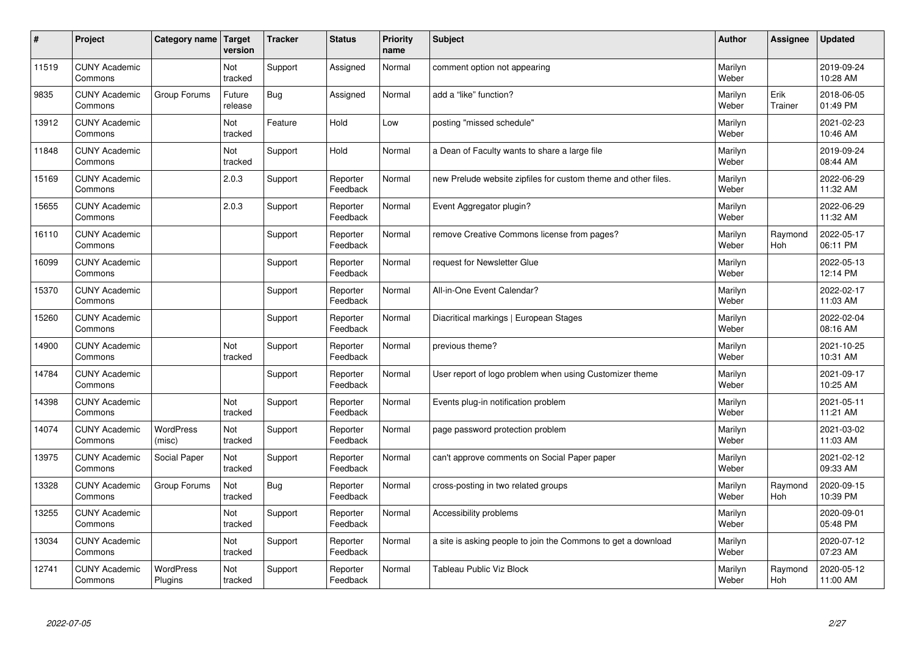| # | Project | Category name | Target version | Tracker | Status | Priority name | Subject | Author | Assignee | Updated |
|---|---|---|---|---|---|---|---|---|---|---|
| 11519 | CUNY Academic Commons | | Not tracked | Support | Assigned | Normal | comment option not appearing | Marilyn Weber | | 2019-09-24 10:28 AM |
| 9835 | CUNY Academic Commons | Group Forums | Future release | Bug | Assigned | Normal | add a "like" function? | Marilyn Weber | Erik Trainer | 2018-06-05 01:49 PM |
| 13912 | CUNY Academic Commons | | Not tracked | Feature | Hold | Low | posting "missed schedule" | Marilyn Weber | | 2021-02-23 10:46 AM |
| 11848 | CUNY Academic Commons | | Not tracked | Support | Hold | Normal | a Dean of Faculty wants to share a large file | Marilyn Weber | | 2019-09-24 08:44 AM |
| 15169 | CUNY Academic Commons | | 2.0.3 | Support | Reporter Feedback | Normal | new Prelude website zipfiles for custom theme and other files. | Marilyn Weber | | 2022-06-29 11:32 AM |
| 15655 | CUNY Academic Commons | | 2.0.3 | Support | Reporter Feedback | Normal | Event Aggregator plugin? | Marilyn Weber | | 2022-06-29 11:32 AM |
| 16110 | CUNY Academic Commons | | | Support | Reporter Feedback | Normal | remove Creative Commons license from pages? | Marilyn Weber | Raymond Hoh | 2022-05-17 06:11 PM |
| 16099 | CUNY Academic Commons | | | Support | Reporter Feedback | Normal | request for Newsletter Glue | Marilyn Weber | | 2022-05-13 12:14 PM |
| 15370 | CUNY Academic Commons | | | Support | Reporter Feedback | Normal | All-in-One Event Calendar? | Marilyn Weber | | 2022-02-17 11:03 AM |
| 15260 | CUNY Academic Commons | | | Support | Reporter Feedback | Normal | Diacritical markings \| European Stages | Marilyn Weber | | 2022-02-04 08:16 AM |
| 14900 | CUNY Academic Commons | | Not tracked | Support | Reporter Feedback | Normal | previous theme? | Marilyn Weber | | 2021-10-25 10:31 AM |
| 14784 | CUNY Academic Commons | | | Support | Reporter Feedback | Normal | User report of logo problem when using Customizer theme | Marilyn Weber | | 2021-09-17 10:25 AM |
| 14398 | CUNY Academic Commons | | Not tracked | Support | Reporter Feedback | Normal | Events plug-in notification problem | Marilyn Weber | | 2021-05-11 11:21 AM |
| 14074 | CUNY Academic Commons | WordPress (misc) | Not tracked | Support | Reporter Feedback | Normal | page password protection problem | Marilyn Weber | | 2021-03-02 11:03 AM |
| 13975 | CUNY Academic Commons | Social Paper | Not tracked | Support | Reporter Feedback | Normal | can't approve comments on Social Paper paper | Marilyn Weber | | 2021-02-12 09:33 AM |
| 13328 | CUNY Academic Commons | Group Forums | Not tracked | Bug | Reporter Feedback | Normal | cross-posting in two related groups | Marilyn Weber | Raymond Hoh | 2020-09-15 10:39 PM |
| 13255 | CUNY Academic Commons | | Not tracked | Support | Reporter Feedback | Normal | Accessibility problems | Marilyn Weber | | 2020-09-01 05:48 PM |
| 13034 | CUNY Academic Commons | | Not tracked | Support | Reporter Feedback | Normal | a site is asking people to join the Commons to get a download | Marilyn Weber | | 2020-07-12 07:23 AM |
| 12741 | CUNY Academic Commons | WordPress Plugins | Not tracked | Support | Reporter Feedback | Normal | Tableau Public Viz Block | Marilyn Weber | Raymond Hoh | 2020-05-12 11:00 AM |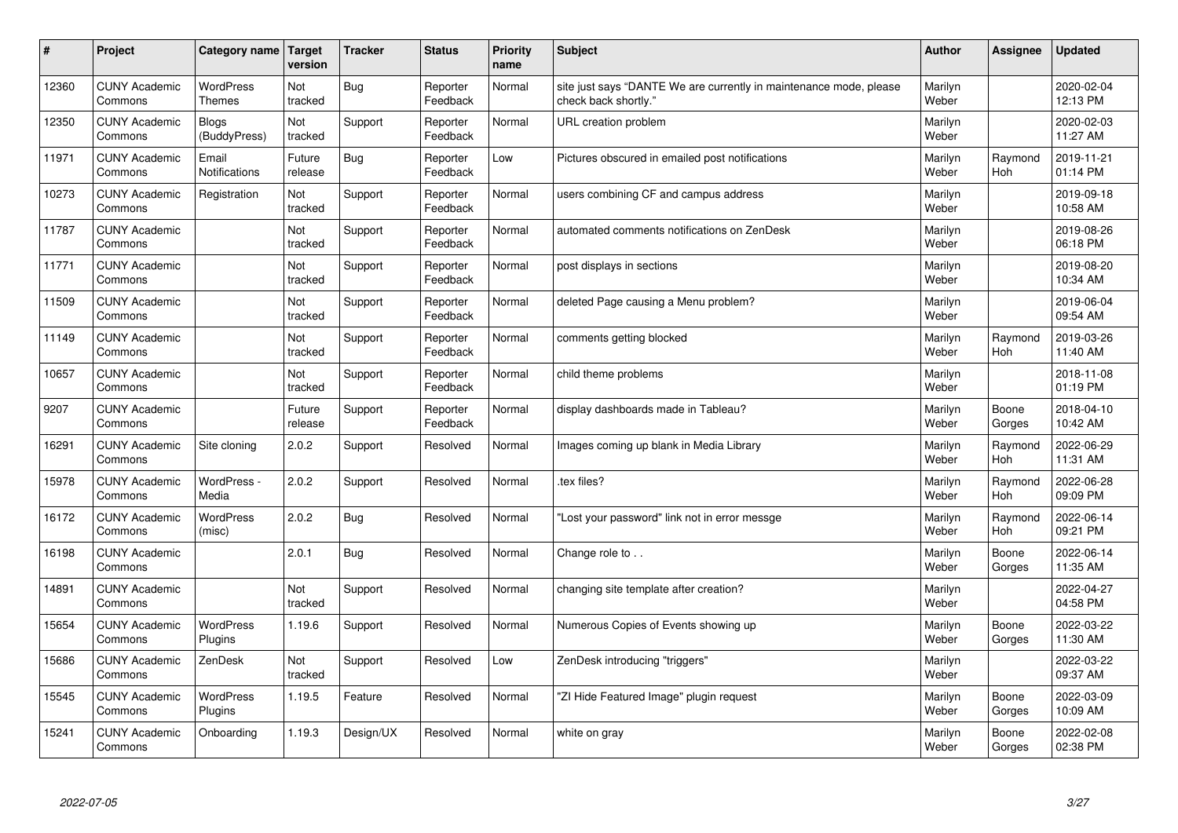| # | Project | Category name | Target version | Tracker | Status | Priority name | Subject | Author | Assignee | Updated |
|---|---|---|---|---|---|---|---|---|---|---|
| 12360 | CUNY Academic Commons | WordPress Themes | Not tracked | Bug | Reporter Feedback | Normal | site just says "DANTE We are currently in maintenance mode, please check back shortly." | Marilyn Weber | | 2020-02-04 12:13 PM |
| 12350 | CUNY Academic Commons | Blogs (BuddyPress) | Not tracked | Support | Reporter Feedback | Normal | URL creation problem | Marilyn Weber | | 2020-02-03 11:27 AM |
| 11971 | CUNY Academic Commons | Email Notifications | Future release | Bug | Reporter Feedback | Low | Pictures obscured in emailed post notifications | Marilyn Weber | Raymond Hoh | 2019-11-21 01:14 PM |
| 10273 | CUNY Academic Commons | Registration | Not tracked | Support | Reporter Feedback | Normal | users combining CF and campus address | Marilyn Weber | | 2019-09-18 10:58 AM |
| 11787 | CUNY Academic Commons | | Not tracked | Support | Reporter Feedback | Normal | automated comments notifications on ZenDesk | Marilyn Weber | | 2019-08-26 06:18 PM |
| 11771 | CUNY Academic Commons | | Not tracked | Support | Reporter Feedback | Normal | post displays in sections | Marilyn Weber | | 2019-08-20 10:34 AM |
| 11509 | CUNY Academic Commons | | Not tracked | Support | Reporter Feedback | Normal | deleted Page causing a Menu problem? | Marilyn Weber | | 2019-06-04 09:54 AM |
| 11149 | CUNY Academic Commons | | Not tracked | Support | Reporter Feedback | Normal | comments getting blocked | Marilyn Weber | Raymond Hoh | 2019-03-26 11:40 AM |
| 10657 | CUNY Academic Commons | | Not tracked | Support | Reporter Feedback | Normal | child theme problems | Marilyn Weber | | 2018-11-08 01:19 PM |
| 9207 | CUNY Academic Commons | | Future release | Support | Reporter Feedback | Normal | display dashboards made in Tableau? | Marilyn Weber | Boone Gorges | 2018-04-10 10:42 AM |
| 16291 | CUNY Academic Commons | Site cloning | 2.0.2 | Support | Resolved | Normal | Images coming up blank in Media Library | Marilyn Weber | Raymond Hoh | 2022-06-29 11:31 AM |
| 15978 | CUNY Academic Commons | WordPress - Media | 2.0.2 | Support | Resolved | Normal | .tex files? | Marilyn Weber | Raymond Hoh | 2022-06-28 09:09 PM |
| 16172 | CUNY Academic Commons | WordPress (misc) | 2.0.2 | Bug | Resolved | Normal | "Lost your password" link not in error messge | Marilyn Weber | Raymond Hoh | 2022-06-14 09:21 PM |
| 16198 | CUNY Academic Commons | | 2.0.1 | Bug | Resolved | Normal | Change role to . . | Marilyn Weber | Boone Gorges | 2022-06-14 11:35 AM |
| 14891 | CUNY Academic Commons | | Not tracked | Support | Resolved | Normal | changing site template after creation? | Marilyn Weber | | 2022-04-27 04:58 PM |
| 15654 | CUNY Academic Commons | WordPress Plugins | 1.19.6 | Support | Resolved | Normal | Numerous Copies of Events showing up | Marilyn Weber | Boone Gorges | 2022-03-22 11:30 AM |
| 15686 | CUNY Academic Commons | ZenDesk | Not tracked | Support | Resolved | Low | ZenDesk introducing "triggers" | Marilyn Weber | | 2022-03-22 09:37 AM |
| 15545 | CUNY Academic Commons | WordPress Plugins | 1.19.5 | Feature | Resolved | Normal | "ZI Hide Featured Image" plugin request | Marilyn Weber | Boone Gorges | 2022-03-09 10:09 AM |
| 15241 | CUNY Academic Commons | Onboarding | 1.19.3 | Design/UX | Resolved | Normal | white on gray | Marilyn Weber | Boone Gorges | 2022-02-08 02:38 PM |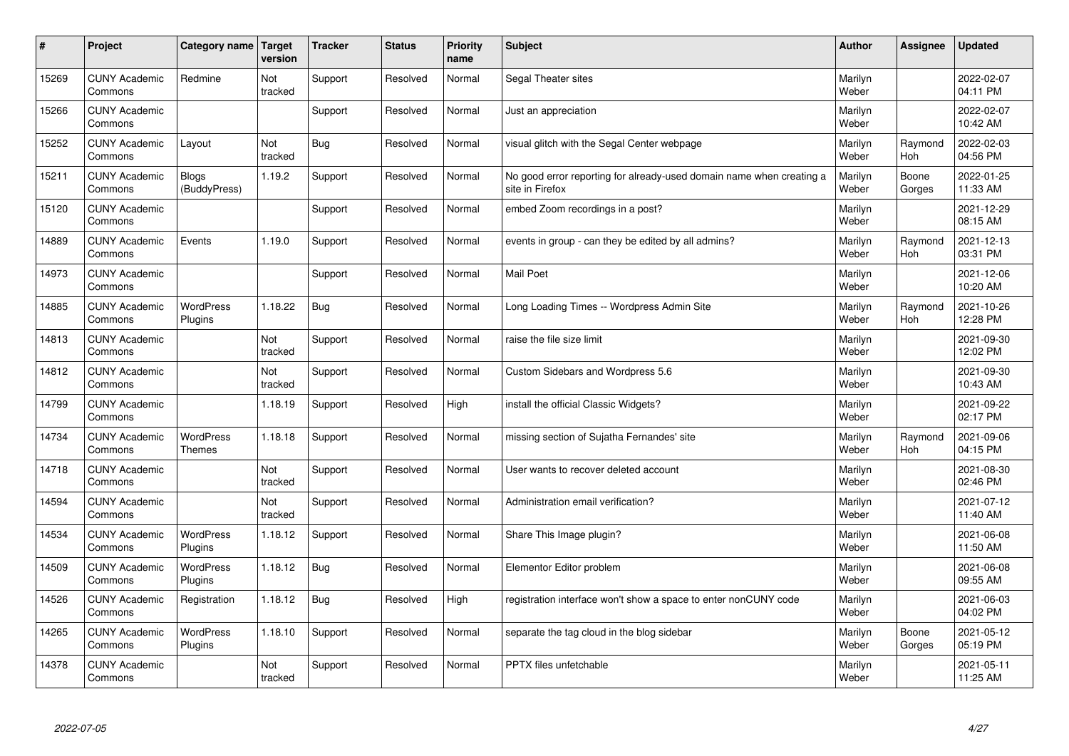| # | Project | Category name | Target version | Tracker | Status | Priority name | Subject | Author | Assignee | Updated |
|---|---|---|---|---|---|---|---|---|---|---|
| 15269 | CUNY Academic Commons | Redmine | Not tracked | Support | Resolved | Normal | Segal Theater sites | Marilyn Weber | | 2022-02-07 04:11 PM |
| 15266 | CUNY Academic Commons | | | Support | Resolved | Normal | Just an appreciation | Marilyn Weber | | 2022-02-07 10:42 AM |
| 15252 | CUNY Academic Commons | Layout | Not tracked | Bug | Resolved | Normal | visual glitch with the Segal Center webpage | Marilyn Weber | Raymond Hoh | 2022-02-03 04:56 PM |
| 15211 | CUNY Academic Commons | Blogs (BuddyPress) | 1.19.2 | Support | Resolved | Normal | No good error reporting for already-used domain name when creating a site in Firefox | Marilyn Weber | Boone Gorges | 2022-01-25 11:33 AM |
| 15120 | CUNY Academic Commons | | | Support | Resolved | Normal | embed Zoom recordings in a post? | Marilyn Weber | | 2021-12-29 08:15 AM |
| 14889 | CUNY Academic Commons | Events | 1.19.0 | Support | Resolved | Normal | events in group - can they be edited by all admins? | Marilyn Weber | Raymond Hoh | 2021-12-13 03:31 PM |
| 14973 | CUNY Academic Commons | | | Support | Resolved | Normal | Mail Poet | Marilyn Weber | | 2021-12-06 10:20 AM |
| 14885 | CUNY Academic Commons | WordPress Plugins | 1.18.22 | Bug | Resolved | Normal | Long Loading Times -- Wordpress Admin Site | Marilyn Weber | Raymond Hoh | 2021-10-26 12:28 PM |
| 14813 | CUNY Academic Commons | | Not tracked | Support | Resolved | Normal | raise the file size limit | Marilyn Weber | | 2021-09-30 12:02 PM |
| 14812 | CUNY Academic Commons | | Not tracked | Support | Resolved | Normal | Custom Sidebars and Wordpress 5.6 | Marilyn Weber | | 2021-09-30 10:43 AM |
| 14799 | CUNY Academic Commons | | 1.18.19 | Support | Resolved | High | install the official Classic Widgets? | Marilyn Weber | | 2021-09-22 02:17 PM |
| 14734 | CUNY Academic Commons | WordPress Themes | 1.18.18 | Support | Resolved | Normal | missing section of Sujatha Fernandes' site | Marilyn Weber | Raymond Hoh | 2021-09-06 04:15 PM |
| 14718 | CUNY Academic Commons | | Not tracked | Support | Resolved | Normal | User wants to recover deleted account | Marilyn Weber | | 2021-08-30 02:46 PM |
| 14594 | CUNY Academic Commons | | Not tracked | Support | Resolved | Normal | Administration email verification? | Marilyn Weber | | 2021-07-12 11:40 AM |
| 14534 | CUNY Academic Commons | WordPress Plugins | 1.18.12 | Support | Resolved | Normal | Share This Image plugin? | Marilyn Weber | | 2021-06-08 11:50 AM |
| 14509 | CUNY Academic Commons | WordPress Plugins | 1.18.12 | Bug | Resolved | Normal | Elementor Editor problem | Marilyn Weber | | 2021-06-08 09:55 AM |
| 14526 | CUNY Academic Commons | Registration | 1.18.12 | Bug | Resolved | High | registration interface won't show a space to enter nonCUNY code | Marilyn Weber | | 2021-06-03 04:02 PM |
| 14265 | CUNY Academic Commons | WordPress Plugins | 1.18.10 | Support | Resolved | Normal | separate the tag cloud in the blog sidebar | Marilyn Weber | Boone Gorges | 2021-05-12 05:19 PM |
| 14378 | CUNY Academic Commons | | Not tracked | Support | Resolved | Normal | PPTX files unfetchable | Marilyn Weber | | 2021-05-11 11:25 AM |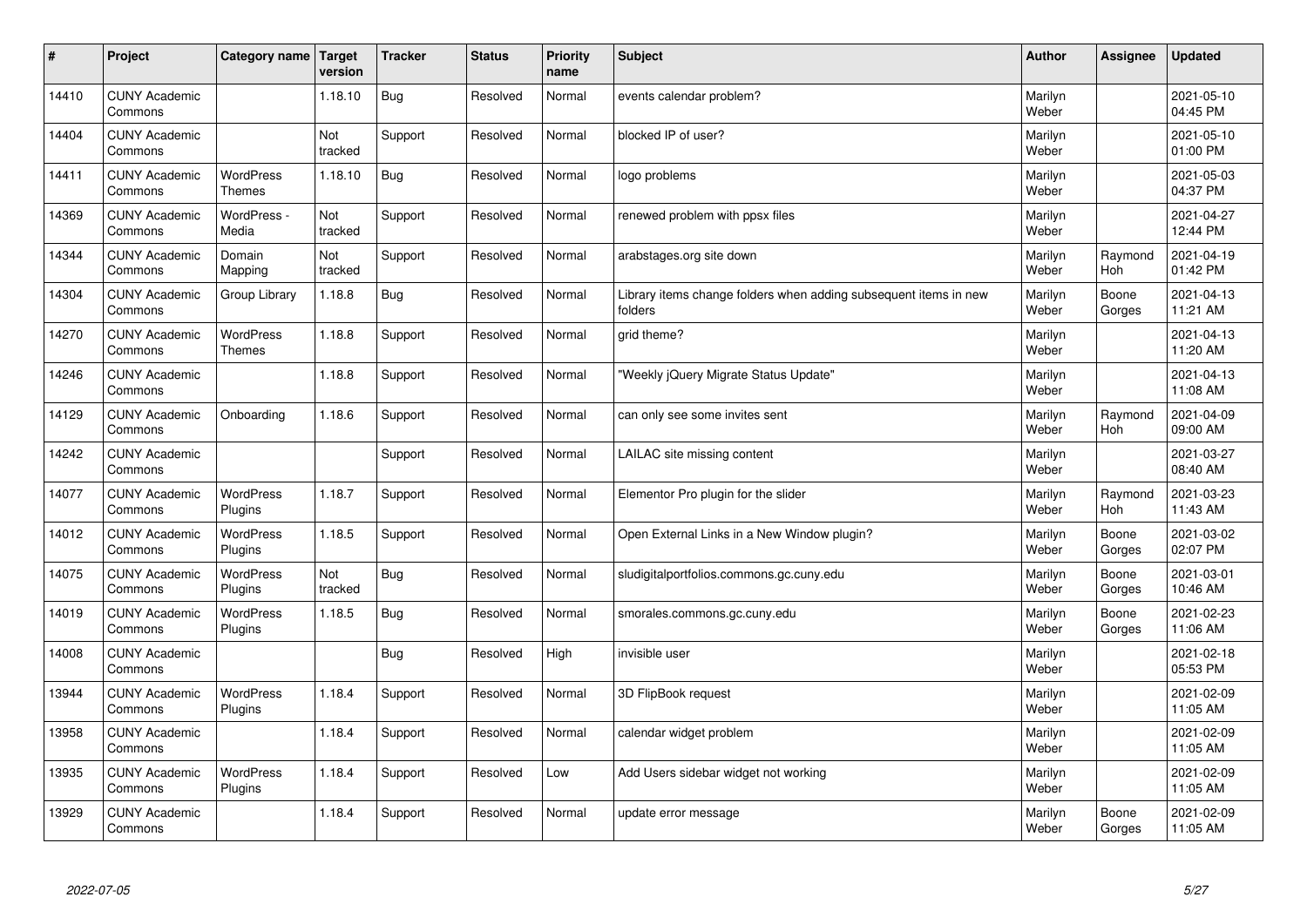| # | Project | Category name | Target version | Tracker | Status | Priority name | Subject | Author | Assignee | Updated |
|---|---|---|---|---|---|---|---|---|---|---|
| 14410 | CUNY Academic Commons | | 1.18.10 | Bug | Resolved | Normal | events calendar problem? | Marilyn Weber | | 2021-05-10 04:45 PM |
| 14404 | CUNY Academic Commons | | Not tracked | Support | Resolved | Normal | blocked IP of user? | Marilyn Weber | | 2021-05-10 01:00 PM |
| 14411 | CUNY Academic Commons | WordPress Themes | 1.18.10 | Bug | Resolved | Normal | logo problems | Marilyn Weber | | 2021-05-03 04:37 PM |
| 14369 | CUNY Academic Commons | WordPress - Media | Not tracked | Support | Resolved | Normal | renewed problem with ppsx files | Marilyn Weber | | 2021-04-27 12:44 PM |
| 14344 | CUNY Academic Commons | Domain Mapping | Not tracked | Support | Resolved | Normal | arabstages.org site down | Marilyn Weber | Raymond Hoh | 2021-04-19 01:42 PM |
| 14304 | CUNY Academic Commons | Group Library | 1.18.8 | Bug | Resolved | Normal | Library items change folders when adding subsequent items in new folders | Marilyn Weber | Boone Gorges | 2021-04-13 11:21 AM |
| 14270 | CUNY Academic Commons | WordPress Themes | 1.18.8 | Support | Resolved | Normal | grid theme? | Marilyn Weber | | 2021-04-13 11:20 AM |
| 14246 | CUNY Academic Commons | | 1.18.8 | Support | Resolved | Normal | "Weekly jQuery Migrate Status Update" | Marilyn Weber | | 2021-04-13 11:08 AM |
| 14129 | CUNY Academic Commons | Onboarding | 1.18.6 | Support | Resolved | Normal | can only see some invites sent | Marilyn Weber | Raymond Hoh | 2021-04-09 09:00 AM |
| 14242 | CUNY Academic Commons | | | Support | Resolved | Normal | LAILAC site missing content | Marilyn Weber | | 2021-03-27 08:40 AM |
| 14077 | CUNY Academic Commons | WordPress Plugins | 1.18.7 | Support | Resolved | Normal | Elementor Pro plugin for the slider | Marilyn Weber | Raymond Hoh | 2021-03-23 11:43 AM |
| 14012 | CUNY Academic Commons | WordPress Plugins | 1.18.5 | Support | Resolved | Normal | Open External Links in a New Window plugin? | Marilyn Weber | Boone Gorges | 2021-03-02 02:07 PM |
| 14075 | CUNY Academic Commons | WordPress Plugins | Not tracked | Bug | Resolved | Normal | sludigitalportfolios.commons.gc.cuny.edu | Marilyn Weber | Boone Gorges | 2021-03-01 10:46 AM |
| 14019 | CUNY Academic Commons | WordPress Plugins | 1.18.5 | Bug | Resolved | Normal | smorales.commons.gc.cuny.edu | Marilyn Weber | Boone Gorges | 2021-02-23 11:06 AM |
| 14008 | CUNY Academic Commons | | | Bug | Resolved | High | invisible user | Marilyn Weber | | 2021-02-18 05:53 PM |
| 13944 | CUNY Academic Commons | WordPress Plugins | 1.18.4 | Support | Resolved | Normal | 3D FlipBook request | Marilyn Weber | | 2021-02-09 11:05 AM |
| 13958 | CUNY Academic Commons | | 1.18.4 | Support | Resolved | Normal | calendar widget problem | Marilyn Weber | | 2021-02-09 11:05 AM |
| 13935 | CUNY Academic Commons | WordPress Plugins | 1.18.4 | Support | Resolved | Low | Add Users sidebar widget not working | Marilyn Weber | | 2021-02-09 11:05 AM |
| 13929 | CUNY Academic Commons | | 1.18.4 | Support | Resolved | Normal | update error message | Marilyn Weber | Boone Gorges | 2021-02-09 11:05 AM |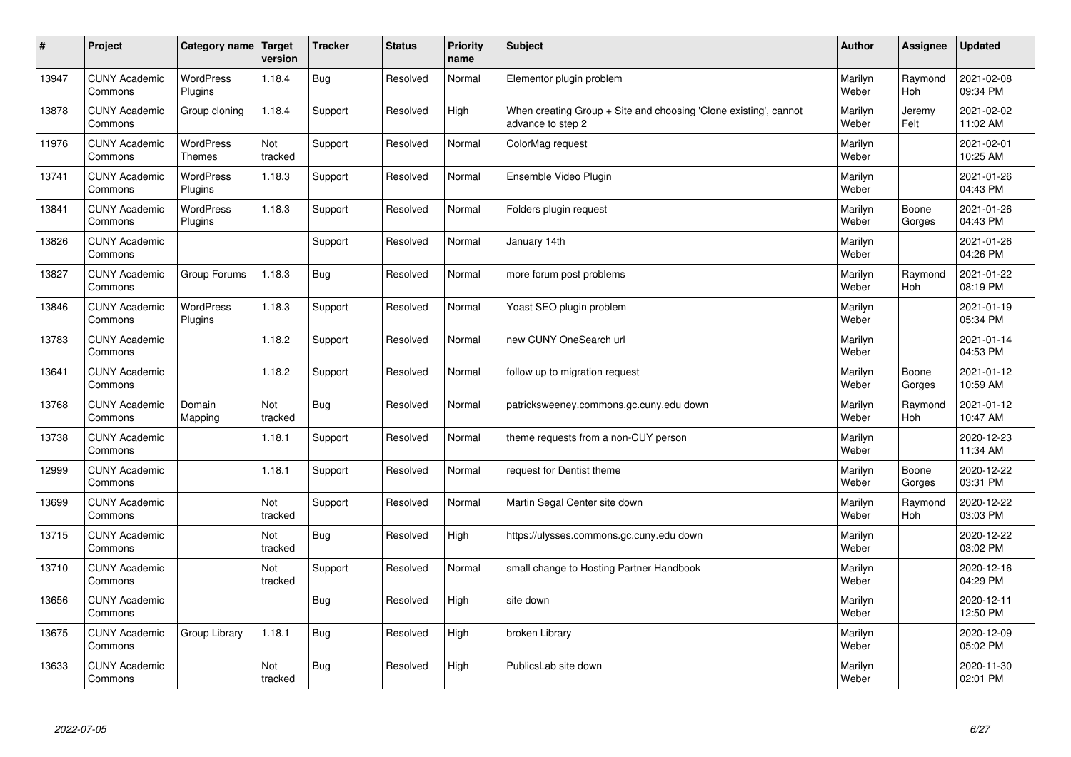| # | Project | Category name | Target version | Tracker | Status | Priority name | Subject | Author | Assignee | Updated |
|---|---|---|---|---|---|---|---|---|---|---|
| 13947 | CUNY Academic Commons | WordPress Plugins | 1.18.4 | Bug | Resolved | Normal | Elementor plugin problem | Marilyn Weber | Raymond Hoh | 2021-02-08 09:34 PM |
| 13878 | CUNY Academic Commons | Group cloning | 1.18.4 | Support | Resolved | High | When creating Group + Site and choosing 'Clone existing', cannot advance to step 2 | Marilyn Weber | Jeremy Felt | 2021-02-02 11:02 AM |
| 11976 | CUNY Academic Commons | WordPress Themes | Not tracked | Support | Resolved | Normal | ColorMag request | Marilyn Weber | | 2021-02-01 10:25 AM |
| 13741 | CUNY Academic Commons | WordPress Plugins | 1.18.3 | Support | Resolved | Normal | Ensemble Video Plugin | Marilyn Weber | | 2021-01-26 04:43 PM |
| 13841 | CUNY Academic Commons | WordPress Plugins | 1.18.3 | Support | Resolved | Normal | Folders plugin request | Marilyn Weber | Boone Gorges | 2021-01-26 04:43 PM |
| 13826 | CUNY Academic Commons | | | Support | Resolved | Normal | January 14th | Marilyn Weber | | 2021-01-26 04:26 PM |
| 13827 | CUNY Academic Commons | Group Forums | 1.18.3 | Bug | Resolved | Normal | more forum post problems | Marilyn Weber | Raymond Hoh | 2021-01-22 08:19 PM |
| 13846 | CUNY Academic Commons | WordPress Plugins | 1.18.3 | Support | Resolved | Normal | Yoast SEO plugin problem | Marilyn Weber | | 2021-01-19 05:34 PM |
| 13783 | CUNY Academic Commons | | 1.18.2 | Support | Resolved | Normal | new CUNY OneSearch url | Marilyn Weber | | 2021-01-14 04:53 PM |
| 13641 | CUNY Academic Commons | | 1.18.2 | Support | Resolved | Normal | follow up to migration request | Marilyn Weber | Boone Gorges | 2021-01-12 10:59 AM |
| 13768 | CUNY Academic Commons | Domain Mapping | Not tracked | Bug | Resolved | Normal | patricksweeney.commons.gc.cuny.edu down | Marilyn Weber | Raymond Hoh | 2021-01-12 10:47 AM |
| 13738 | CUNY Academic Commons | | 1.18.1 | Support | Resolved | Normal | theme requests from a non-CUY person | Marilyn Weber | | 2020-12-23 11:34 AM |
| 12999 | CUNY Academic Commons | | 1.18.1 | Support | Resolved | Normal | request for Dentist theme | Marilyn Weber | Boone Gorges | 2020-12-22 03:31 PM |
| 13699 | CUNY Academic Commons | | Not tracked | Support | Resolved | Normal | Martin Segal Center site down | Marilyn Weber | Raymond Hoh | 2020-12-22 03:03 PM |
| 13715 | CUNY Academic Commons | | Not tracked | Bug | Resolved | High | https://ulysses.commons.gc.cuny.edu down | Marilyn Weber | | 2020-12-22 03:02 PM |
| 13710 | CUNY Academic Commons | | Not tracked | Support | Resolved | Normal | small change to Hosting Partner Handbook | Marilyn Weber | | 2020-12-16 04:29 PM |
| 13656 | CUNY Academic Commons | | | Bug | Resolved | High | site down | Marilyn Weber | | 2020-12-11 12:50 PM |
| 13675 | CUNY Academic Commons | Group Library | 1.18.1 | Bug | Resolved | High | broken Library | Marilyn Weber | | 2020-12-09 05:02 PM |
| 13633 | CUNY Academic Commons | | Not tracked | Bug | Resolved | High | PublicsLab site down | Marilyn Weber | | 2020-11-30 02:01 PM |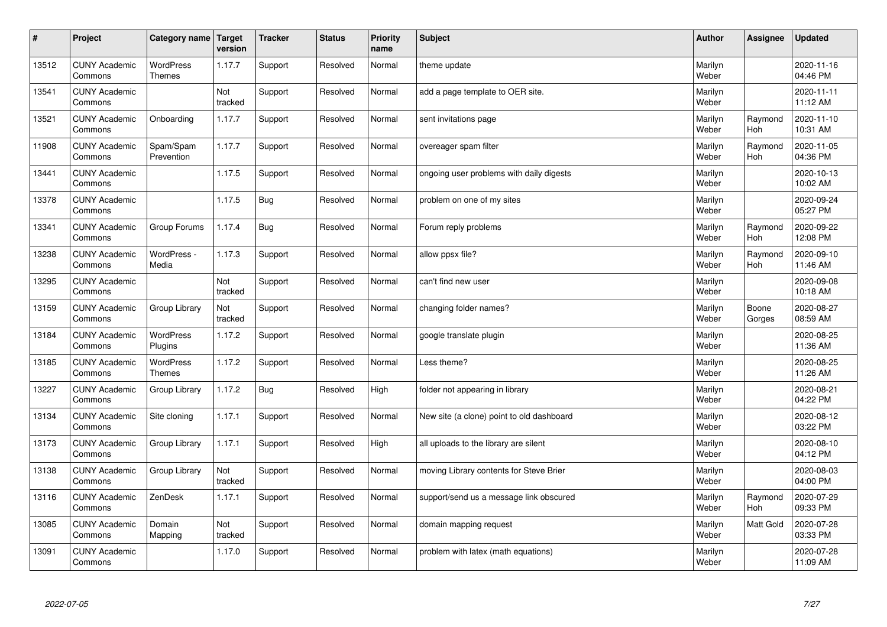| # | Project | Category name | Target version | Tracker | Status | Priority name | Subject | Author | Assignee | Updated |
|---|---|---|---|---|---|---|---|---|---|---|
| 13512 | CUNY Academic Commons | WordPress Themes | 1.17.7 | Support | Resolved | Normal | theme update | Marilyn Weber | | 2020-11-16 04:46 PM |
| 13541 | CUNY Academic Commons | | Not tracked | Support | Resolved | Normal | add a page template to OER site. | Marilyn Weber | | 2020-11-11 11:12 AM |
| 13521 | CUNY Academic Commons | Onboarding | 1.17.7 | Support | Resolved | Normal | sent invitations page | Marilyn Weber | Raymond Hoh | 2020-11-10 10:31 AM |
| 11908 | CUNY Academic Commons | Spam/Spam Prevention | 1.17.7 | Support | Resolved | Normal | overeager spam filter | Marilyn Weber | Raymond Hoh | 2020-11-05 04:36 PM |
| 13441 | CUNY Academic Commons | | 1.17.5 | Support | Resolved | Normal | ongoing user problems with daily digests | Marilyn Weber | | 2020-10-13 10:02 AM |
| 13378 | CUNY Academic Commons | | 1.17.5 | Bug | Resolved | Normal | problem on one of my sites | Marilyn Weber | | 2020-09-24 05:27 PM |
| 13341 | CUNY Academic Commons | Group Forums | 1.17.4 | Bug | Resolved | Normal | Forum reply problems | Marilyn Weber | Raymond Hoh | 2020-09-22 12:08 PM |
| 13238 | CUNY Academic Commons | WordPress - Media | 1.17.3 | Support | Resolved | Normal | allow ppsx file? | Marilyn Weber | Raymond Hoh | 2020-09-10 11:46 AM |
| 13295 | CUNY Academic Commons | | Not tracked | Support | Resolved | Normal | can't find new user | Marilyn Weber | | 2020-09-08 10:18 AM |
| 13159 | CUNY Academic Commons | Group Library | Not tracked | Support | Resolved | Normal | changing folder names? | Marilyn Weber | Boone Gorges | 2020-08-27 08:59 AM |
| 13184 | CUNY Academic Commons | WordPress Plugins | 1.17.2 | Support | Resolved | Normal | google translate plugin | Marilyn Weber | | 2020-08-25 11:36 AM |
| 13185 | CUNY Academic Commons | WordPress Themes | 1.17.2 | Support | Resolved | Normal | Less theme? | Marilyn Weber | | 2020-08-25 11:26 AM |
| 13227 | CUNY Academic Commons | Group Library | 1.17.2 | Bug | Resolved | High | folder not appearing in library | Marilyn Weber | | 2020-08-21 04:22 PM |
| 13134 | CUNY Academic Commons | Site cloning | 1.17.1 | Support | Resolved | Normal | New site (a clone) point to old dashboard | Marilyn Weber | | 2020-08-12 03:22 PM |
| 13173 | CUNY Academic Commons | Group Library | 1.17.1 | Support | Resolved | High | all uploads to the library are silent | Marilyn Weber | | 2020-08-10 04:12 PM |
| 13138 | CUNY Academic Commons | Group Library | Not tracked | Support | Resolved | Normal | moving Library contents for Steve Brier | Marilyn Weber | | 2020-08-03 04:00 PM |
| 13116 | CUNY Academic Commons | ZenDesk | 1.17.1 | Support | Resolved | Normal | support/send us a message link obscured | Marilyn Weber | Raymond Hoh | 2020-07-29 09:33 PM |
| 13085 | CUNY Academic Commons | Domain Mapping | Not tracked | Support | Resolved | Normal | domain mapping request | Marilyn Weber | Matt Gold | 2020-07-28 03:33 PM |
| 13091 | CUNY Academic Commons | | 1.17.0 | Support | Resolved | Normal | problem with latex (math equations) | Marilyn Weber | | 2020-07-28 11:09 AM |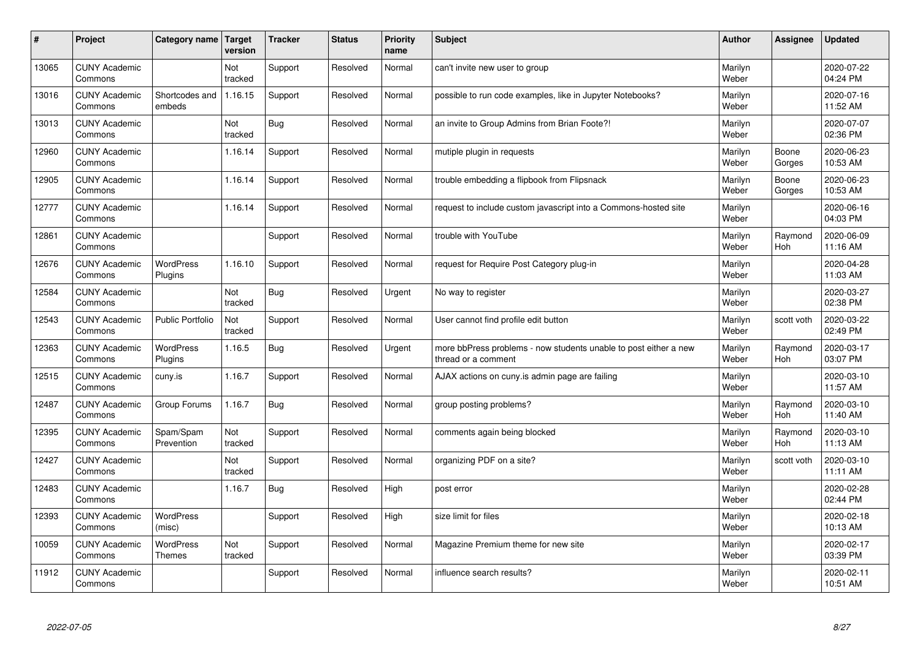| # | Project | Category name | Target version | Tracker | Status | Priority name | Subject | Author | Assignee | Updated |
|---|---|---|---|---|---|---|---|---|---|---|
| 13065 | CUNY Academic Commons | | Not tracked | Support | Resolved | Normal | can't invite new user to group | Marilyn Weber | | 2020-07-22 04:24 PM |
| 13016 | CUNY Academic Commons | Shortcodes and embeds | 1.16.15 | Support | Resolved | Normal | possible to run code examples, like in Jupyter Notebooks? | Marilyn Weber | | 2020-07-16 11:52 AM |
| 13013 | CUNY Academic Commons | | Not tracked | Bug | Resolved | Normal | an invite to Group Admins from Brian Foote?! | Marilyn Weber | | 2020-07-07 02:36 PM |
| 12960 | CUNY Academic Commons | | 1.16.14 | Support | Resolved | Normal | mutiple plugin in requests | Marilyn Weber | Boone Gorges | 2020-06-23 10:53 AM |
| 12905 | CUNY Academic Commons | | 1.16.14 | Support | Resolved | Normal | trouble embedding a flipbook from Flipsnack | Marilyn Weber | Boone Gorges | 2020-06-23 10:53 AM |
| 12777 | CUNY Academic Commons | | 1.16.14 | Support | Resolved | Normal | request to include custom javascript into a Commons-hosted site | Marilyn Weber | | 2020-06-16 04:03 PM |
| 12861 | CUNY Academic Commons | | | Support | Resolved | Normal | trouble with YouTube | Marilyn Weber | Raymond Hoh | 2020-06-09 11:16 AM |
| 12676 | CUNY Academic Commons | WordPress Plugins | 1.16.10 | Support | Resolved | Normal | request for Require Post Category plug-in | Marilyn Weber | | 2020-04-28 11:03 AM |
| 12584 | CUNY Academic Commons | | Not tracked | Bug | Resolved | Urgent | No way to register | Marilyn Weber | | 2020-03-27 02:38 PM |
| 12543 | CUNY Academic Commons | Public Portfolio | Not tracked | Support | Resolved | Normal | User cannot find profile edit button | Marilyn Weber | scott voth | 2020-03-22 02:49 PM |
| 12363 | CUNY Academic Commons | WordPress Plugins | 1.16.5 | Bug | Resolved | Urgent | more bbPress problems - now students unable to post either a new thread or a comment | Marilyn Weber | Raymond Hoh | 2020-03-17 03:07 PM |
| 12515 | CUNY Academic Commons | cuny.is | 1.16.7 | Support | Resolved | Normal | AJAX actions on cuny.is admin page are failing | Marilyn Weber | | 2020-03-10 11:57 AM |
| 12487 | CUNY Academic Commons | Group Forums | 1.16.7 | Bug | Resolved | Normal | group posting problems? | Marilyn Weber | Raymond Hoh | 2020-03-10 11:40 AM |
| 12395 | CUNY Academic Commons | Spam/Spam Prevention | Not tracked | Support | Resolved | Normal | comments again being blocked | Marilyn Weber | Raymond Hoh | 2020-03-10 11:13 AM |
| 12427 | CUNY Academic Commons | | Not tracked | Support | Resolved | Normal | organizing PDF on a site? | Marilyn Weber | scott voth | 2020-03-10 11:11 AM |
| 12483 | CUNY Academic Commons | | 1.16.7 | Bug | Resolved | High | post error | Marilyn Weber | | 2020-02-28 02:44 PM |
| 12393 | CUNY Academic Commons | WordPress (misc) | | Support | Resolved | High | size limit for files | Marilyn Weber | | 2020-02-18 10:13 AM |
| 10059 | CUNY Academic Commons | WordPress Themes | Not tracked | Support | Resolved | Normal | Magazine Premium theme for new site | Marilyn Weber | | 2020-02-17 03:39 PM |
| 11912 | CUNY Academic Commons | | | Support | Resolved | Normal | influence search results? | Marilyn Weber | | 2020-02-11 10:51 AM |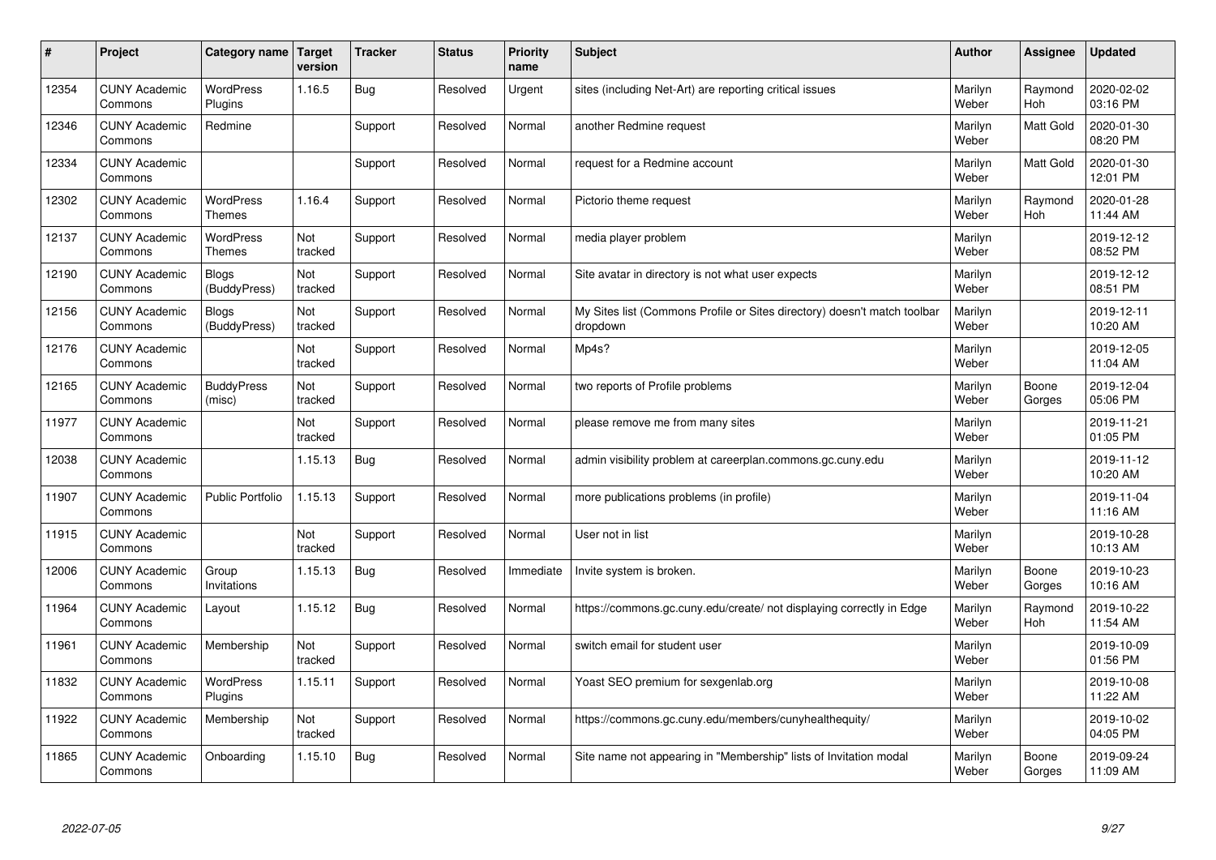| # | Project | Category name | Target version | Tracker | Status | Priority name | Subject | Author | Assignee | Updated |
|---|---|---|---|---|---|---|---|---|---|---|
| 12354 | CUNY Academic Commons | WordPress Plugins | 1.16.5 | Bug | Resolved | Urgent | sites (including Net-Art) are reporting critical issues | Marilyn Weber | Raymond Hoh | 2020-02-02 03:16 PM |
| 12346 | CUNY Academic Commons | Redmine | | Support | Resolved | Normal | another Redmine request | Marilyn Weber | Matt Gold | 2020-01-30 08:20 PM |
| 12334 | CUNY Academic Commons | | | Support | Resolved | Normal | request for a Redmine account | Marilyn Weber | Matt Gold | 2020-01-30 12:01 PM |
| 12302 | CUNY Academic Commons | WordPress Themes | 1.16.4 | Support | Resolved | Normal | Pictorio theme request | Marilyn Weber | Raymond Hoh | 2020-01-28 11:44 AM |
| 12137 | CUNY Academic Commons | WordPress Themes | Not tracked | Support | Resolved | Normal | media player problem | Marilyn Weber | | 2019-12-12 08:52 PM |
| 12190 | CUNY Academic Commons | Blogs (BuddyPress) | Not tracked | Support | Resolved | Normal | Site avatar in directory is not what user expects | Marilyn Weber | | 2019-12-12 08:51 PM |
| 12156 | CUNY Academic Commons | Blogs (BuddyPress) | Not tracked | Support | Resolved | Normal | My Sites list (Commons Profile or Sites directory) doesn't match toolbar dropdown | Marilyn Weber | | 2019-12-11 10:20 AM |
| 12176 | CUNY Academic Commons | | Not tracked | Support | Resolved | Normal | Mp4s? | Marilyn Weber | | 2019-12-05 11:04 AM |
| 12165 | CUNY Academic Commons | BuddyPress (misc) | Not tracked | Support | Resolved | Normal | two reports of Profile problems | Marilyn Weber | Boone Gorges | 2019-12-04 05:06 PM |
| 11977 | CUNY Academic Commons | | Not tracked | Support | Resolved | Normal | please remove me from many sites | Marilyn Weber | | 2019-11-21 01:05 PM |
| 12038 | CUNY Academic Commons | | 1.15.13 | Bug | Resolved | Normal | admin visibility problem at careerplan.commons.gc.cuny.edu | Marilyn Weber | | 2019-11-12 10:20 AM |
| 11907 | CUNY Academic Commons | Public Portfolio | 1.15.13 | Support | Resolved | Normal | more publications problems (in profile) | Marilyn Weber | | 2019-11-04 11:16 AM |
| 11915 | CUNY Academic Commons | | Not tracked | Support | Resolved | Normal | User not in list | Marilyn Weber | | 2019-10-28 10:13 AM |
| 12006 | CUNY Academic Commons | Group Invitations | 1.15.13 | Bug | Resolved | Immediate | Invite system is broken. | Marilyn Weber | Boone Gorges | 2019-10-23 10:16 AM |
| 11964 | CUNY Academic Commons | Layout | 1.15.12 | Bug | Resolved | Normal | https://commons.gc.cuny.edu/create/ not displaying correctly in Edge | Marilyn Weber | Raymond Hoh | 2019-10-22 11:54 AM |
| 11961 | CUNY Academic Commons | Membership | Not tracked | Support | Resolved | Normal | switch email for student user | Marilyn Weber | | 2019-10-09 01:56 PM |
| 11832 | CUNY Academic Commons | WordPress Plugins | 1.15.11 | Support | Resolved | Normal | Yoast SEO premium for sexgenlab.org | Marilyn Weber | | 2019-10-08 11:22 AM |
| 11922 | CUNY Academic Commons | Membership | Not tracked | Support | Resolved | Normal | https://commons.gc.cuny.edu/members/cunyhealthequity/ | Marilyn Weber | | 2019-10-02 04:05 PM |
| 11865 | CUNY Academic Commons | Onboarding | 1.15.10 | Bug | Resolved | Normal | Site name not appearing in "Membership" lists of Invitation modal | Marilyn Weber | Boone Gorges | 2019-09-24 11:09 AM |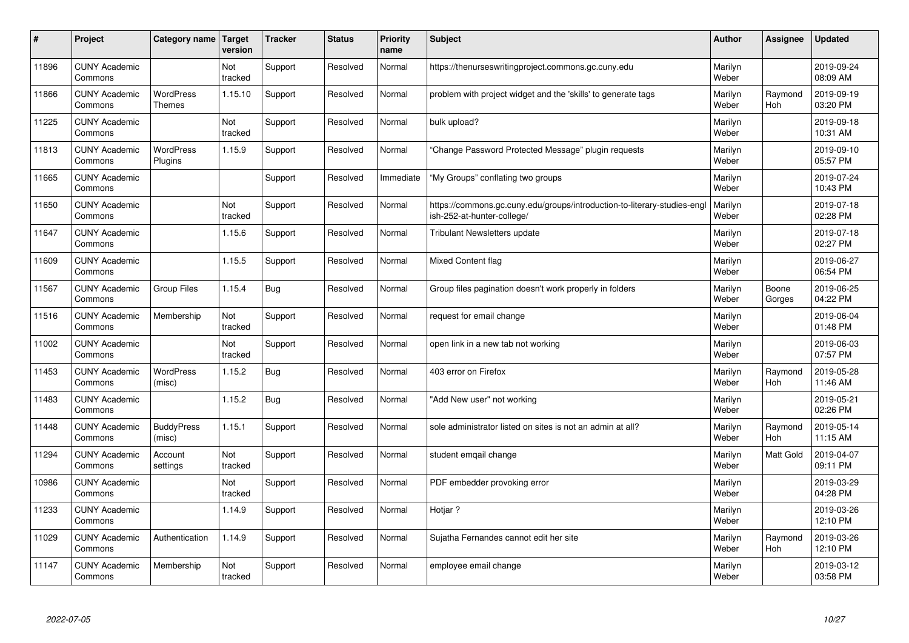| # | Project | Category name | Target version | Tracker | Status | Priority name | Subject | Author | Assignee | Updated |
|---|---|---|---|---|---|---|---|---|---|---|
| 11896 | CUNY Academic Commons | | Not tracked | Support | Resolved | Normal | https://thenurseswritingproject.commons.gc.cuny.edu | Marilyn Weber | | 2019-09-24 08:09 AM |
| 11866 | CUNY Academic Commons | WordPress Themes | 1.15.10 | Support | Resolved | Normal | problem with project widget and the 'skills' to generate tags | Marilyn Weber | Raymond Hoh | 2019-09-19 03:20 PM |
| 11225 | CUNY Academic Commons | | Not tracked | Support | Resolved | Normal | bulk upload? | Marilyn Weber | | 2019-09-18 10:31 AM |
| 11813 | CUNY Academic Commons | WordPress Plugins | 1.15.9 | Support | Resolved | Normal | "Change Password Protected Message" plugin requests | Marilyn Weber | | 2019-09-10 05:57 PM |
| 11665 | CUNY Academic Commons | | | Support | Resolved | Immediate | "My Groups" conflating two groups | Marilyn Weber | | 2019-07-24 10:43 PM |
| 11650 | CUNY Academic Commons | | Not tracked | Support | Resolved | Normal | https://commons.gc.cuny.edu/groups/introduction-to-literary-studies-english-252-at-hunter-college/ | Marilyn Weber | | 2019-07-18 02:28 PM |
| 11647 | CUNY Academic Commons | | 1.15.6 | Support | Resolved | Normal | Tribulant Newsletters update | Marilyn Weber | | 2019-07-18 02:27 PM |
| 11609 | CUNY Academic Commons | | 1.15.5 | Support | Resolved | Normal | Mixed Content flag | Marilyn Weber | | 2019-06-27 06:54 PM |
| 11567 | CUNY Academic Commons | Group Files | 1.15.4 | Bug | Resolved | Normal | Group files pagination doesn't work properly in folders | Marilyn Weber | Boone Gorges | 2019-06-25 04:22 PM |
| 11516 | CUNY Academic Commons | Membership | Not tracked | Support | Resolved | Normal | request for email change | Marilyn Weber | | 2019-06-04 01:48 PM |
| 11002 | CUNY Academic Commons | | Not tracked | Support | Resolved | Normal | open link in a new tab not working | Marilyn Weber | | 2019-06-03 07:57 PM |
| 11453 | CUNY Academic Commons | WordPress (misc) | 1.15.2 | Bug | Resolved | Normal | 403 error on Firefox | Marilyn Weber | Raymond Hoh | 2019-05-28 11:46 AM |
| 11483 | CUNY Academic Commons | | 1.15.2 | Bug | Resolved | Normal | "Add New user" not working | Marilyn Weber | | 2019-05-21 02:26 PM |
| 11448 | CUNY Academic Commons | BuddyPress (misc) | 1.15.1 | Support | Resolved | Normal | sole administrator listed on sites is not an admin at all? | Marilyn Weber | Raymond Hoh | 2019-05-14 11:15 AM |
| 11294 | CUNY Academic Commons | Account settings | Not tracked | Support | Resolved | Normal | student emqail change | Marilyn Weber | Matt Gold | 2019-04-07 09:11 PM |
| 10986 | CUNY Academic Commons | | Not tracked | Support | Resolved | Normal | PDF embedder provoking error | Marilyn Weber | | 2019-03-29 04:28 PM |
| 11233 | CUNY Academic Commons | | 1.14.9 | Support | Resolved | Normal | Hotjar ? | Marilyn Weber | | 2019-03-26 12:10 PM |
| 11029 | CUNY Academic Commons | Authentication | 1.14.9 | Support | Resolved | Normal | Sujatha Fernandes cannot edit her site | Marilyn Weber | Raymond Hoh | 2019-03-26 12:10 PM |
| 11147 | CUNY Academic Commons | Membership | Not tracked | Support | Resolved | Normal | employee email change | Marilyn Weber | | 2019-03-12 03:58 PM |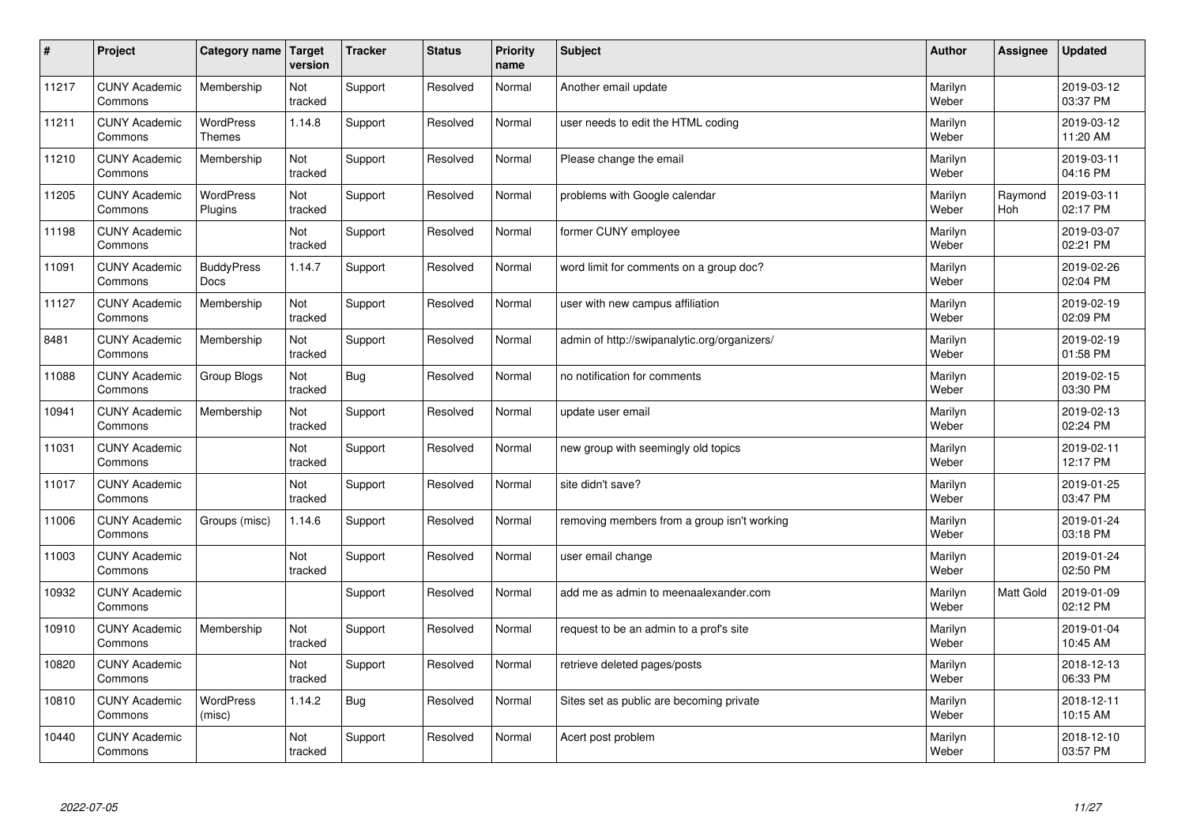| # | Project | Category name | Target version | Tracker | Status | Priority name | Subject | Author | Assignee | Updated |
|---|---|---|---|---|---|---|---|---|---|---|
| 11217 | CUNY Academic Commons | Membership | Not tracked | Support | Resolved | Normal | Another email update | Marilyn Weber | | 2019-03-12 03:37 PM |
| 11211 | CUNY Academic Commons | WordPress Themes | 1.14.8 | Support | Resolved | Normal | user needs to edit the HTML coding | Marilyn Weber | | 2019-03-12 11:20 AM |
| 11210 | CUNY Academic Commons | Membership | Not tracked | Support | Resolved | Normal | Please change the email | Marilyn Weber | | 2019-03-11 04:16 PM |
| 11205 | CUNY Academic Commons | WordPress Plugins | Not tracked | Support | Resolved | Normal | problems with Google calendar | Marilyn Weber | Raymond Hoh | 2019-03-11 02:17 PM |
| 11198 | CUNY Academic Commons | | Not tracked | Support | Resolved | Normal | former CUNY employee | Marilyn Weber | | 2019-03-07 02:21 PM |
| 11091 | CUNY Academic Commons | BuddyPress Docs | 1.14.7 | Support | Resolved | Normal | word limit for comments on a group doc? | Marilyn Weber | | 2019-02-26 02:04 PM |
| 11127 | CUNY Academic Commons | Membership | Not tracked | Support | Resolved | Normal | user with new campus affiliation | Marilyn Weber | | 2019-02-19 02:09 PM |
| 8481 | CUNY Academic Commons | Membership | Not tracked | Support | Resolved | Normal | admin of http://swipanalytic.org/organizers/ | Marilyn Weber | | 2019-02-19 01:58 PM |
| 11088 | CUNY Academic Commons | Group Blogs | Not tracked | Bug | Resolved | Normal | no notification for comments | Marilyn Weber | | 2019-02-15 03:30 PM |
| 10941 | CUNY Academic Commons | Membership | Not tracked | Support | Resolved | Normal | update user email | Marilyn Weber | | 2019-02-13 02:24 PM |
| 11031 | CUNY Academic Commons | | Not tracked | Support | Resolved | Normal | new group with seemingly old topics | Marilyn Weber | | 2019-02-11 12:17 PM |
| 11017 | CUNY Academic Commons | | Not tracked | Support | Resolved | Normal | site didn't save? | Marilyn Weber | | 2019-01-25 03:47 PM |
| 11006 | CUNY Academic Commons | Groups (misc) | 1.14.6 | Support | Resolved | Normal | removing members from a group isn't working | Marilyn Weber | | 2019-01-24 03:18 PM |
| 11003 | CUNY Academic Commons | | Not tracked | Support | Resolved | Normal | user email change | Marilyn Weber | | 2019-01-24 02:50 PM |
| 10932 | CUNY Academic Commons | | | Support | Resolved | Normal | add me as admin to meenaalexander.com | Marilyn Weber | Matt Gold | 2019-01-09 02:12 PM |
| 10910 | CUNY Academic Commons | Membership | Not tracked | Support | Resolved | Normal | request to be an admin to a prof's site | Marilyn Weber | | 2019-01-04 10:45 AM |
| 10820 | CUNY Academic Commons | | Not tracked | Support | Resolved | Normal | retrieve deleted pages/posts | Marilyn Weber | | 2018-12-13 06:33 PM |
| 10810 | CUNY Academic Commons | WordPress (misc) | 1.14.2 | Bug | Resolved | Normal | Sites set as public are becoming private | Marilyn Weber | | 2018-12-11 10:15 AM |
| 10440 | CUNY Academic Commons | | Not tracked | Support | Resolved | Normal | Acert post problem | Marilyn Weber | | 2018-12-10 03:57 PM |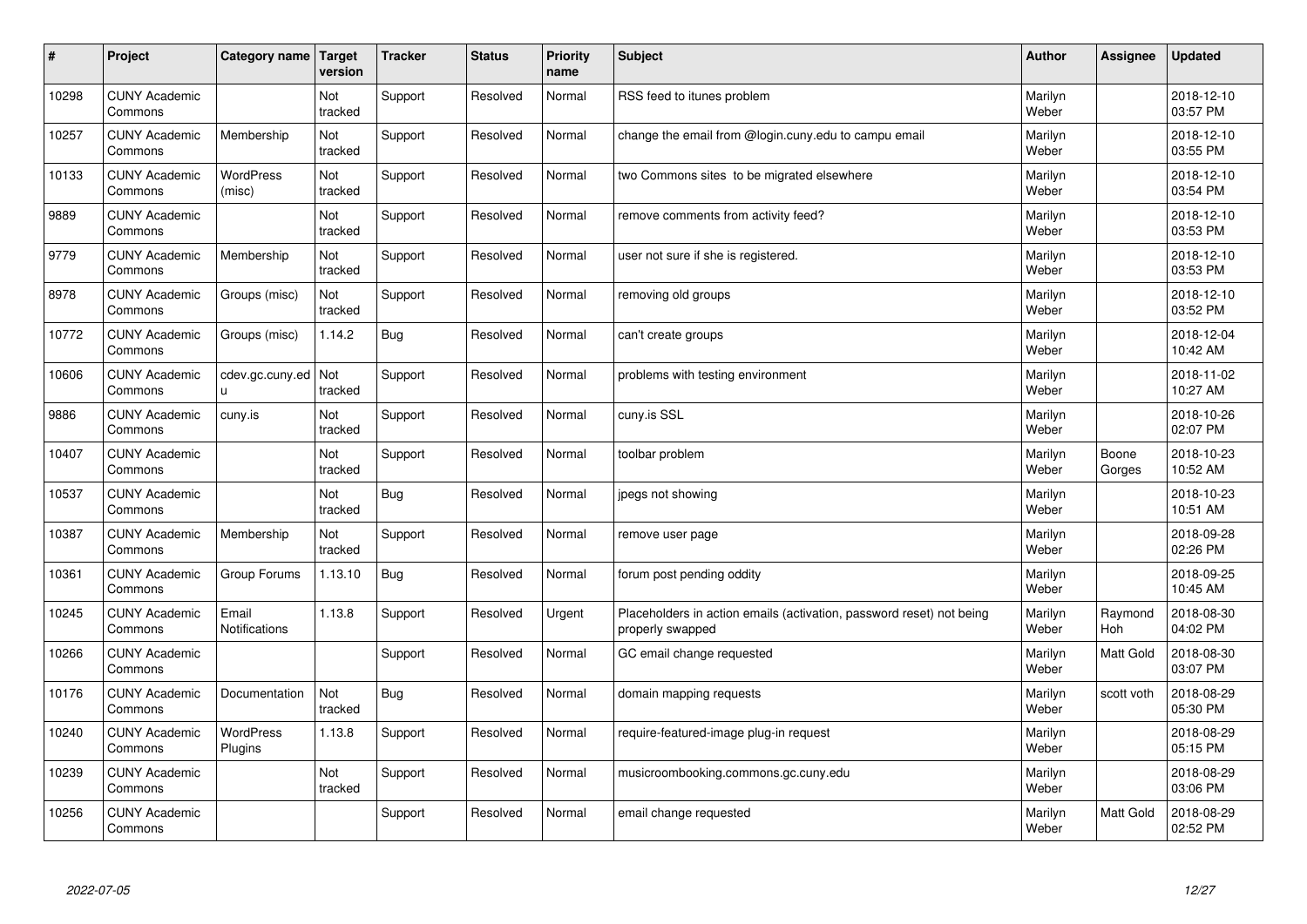| # | Project | Category name | Target version | Tracker | Status | Priority name | Subject | Author | Assignee | Updated |
|---|---|---|---|---|---|---|---|---|---|---|
| 10298 | CUNY Academic Commons | | Not tracked | Support | Resolved | Normal | RSS feed to itunes problem | Marilyn Weber | | 2018-12-10 03:57 PM |
| 10257 | CUNY Academic Commons | Membership | Not tracked | Support | Resolved | Normal | change the email from @login.cuny.edu to campu email | Marilyn Weber | | 2018-12-10 03:55 PM |
| 10133 | CUNY Academic Commons | WordPress (misc) | Not tracked | Support | Resolved | Normal | two Commons sites to be migrated elsewhere | Marilyn Weber | | 2018-12-10 03:54 PM |
| 9889 | CUNY Academic Commons | | Not tracked | Support | Resolved | Normal | remove comments from activity feed? | Marilyn Weber | | 2018-12-10 03:53 PM |
| 9779 | CUNY Academic Commons | Membership | Not tracked | Support | Resolved | Normal | user not sure if she is registered. | Marilyn Weber | | 2018-12-10 03:53 PM |
| 8978 | CUNY Academic Commons | Groups (misc) | Not tracked | Support | Resolved | Normal | removing old groups | Marilyn Weber | | 2018-12-10 03:52 PM |
| 10772 | CUNY Academic Commons | Groups (misc) | 1.14.2 | Bug | Resolved | Normal | can't create groups | Marilyn Weber | | 2018-12-04 10:42 AM |
| 10606 | CUNY Academic Commons | cdev.gc.cuny.edu | Not tracked | Support | Resolved | Normal | problems with testing environment | Marilyn Weber | | 2018-11-02 10:27 AM |
| 9886 | CUNY Academic Commons | cuny.is | Not tracked | Support | Resolved | Normal | cuny.is SSL | Marilyn Weber | | 2018-10-26 02:07 PM |
| 10407 | CUNY Academic Commons | | Not tracked | Support | Resolved | Normal | toolbar problem | Marilyn Weber | Boone Gorges | 2018-10-23 10:52 AM |
| 10537 | CUNY Academic Commons | | Not tracked | Bug | Resolved | Normal | jpegs not showing | Marilyn Weber | | 2018-10-23 10:51 AM |
| 10387 | CUNY Academic Commons | Membership | Not tracked | Support | Resolved | Normal | remove user page | Marilyn Weber | | 2018-09-28 02:26 PM |
| 10361 | CUNY Academic Commons | Group Forums | 1.13.10 | Bug | Resolved | Normal | forum post pending oddity | Marilyn Weber | | 2018-09-25 10:45 AM |
| 10245 | CUNY Academic Commons | Email Notifications | 1.13.8 | Support | Resolved | Urgent | Placeholders in action emails (activation, password reset) not being properly swapped | Marilyn Weber | Raymond Hoh | 2018-08-30 04:02 PM |
| 10266 | CUNY Academic Commons | | | Support | Resolved | Normal | GC email change requested | Marilyn Weber | Matt Gold | 2018-08-30 03:07 PM |
| 10176 | CUNY Academic Commons | Documentation | Not tracked | Bug | Resolved | Normal | domain mapping requests | Marilyn Weber | scott voth | 2018-08-29 05:30 PM |
| 10240 | CUNY Academic Commons | WordPress Plugins | 1.13.8 | Support | Resolved | Normal | require-featured-image plug-in request | Marilyn Weber | | 2018-08-29 05:15 PM |
| 10239 | CUNY Academic Commons | | Not tracked | Support | Resolved | Normal | musicroombooking.commons.gc.cuny.edu | Marilyn Weber | | 2018-08-29 03:06 PM |
| 10256 | CUNY Academic Commons | | | Support | Resolved | Normal | email change requested | Marilyn Weber | Matt Gold | 2018-08-29 02:52 PM |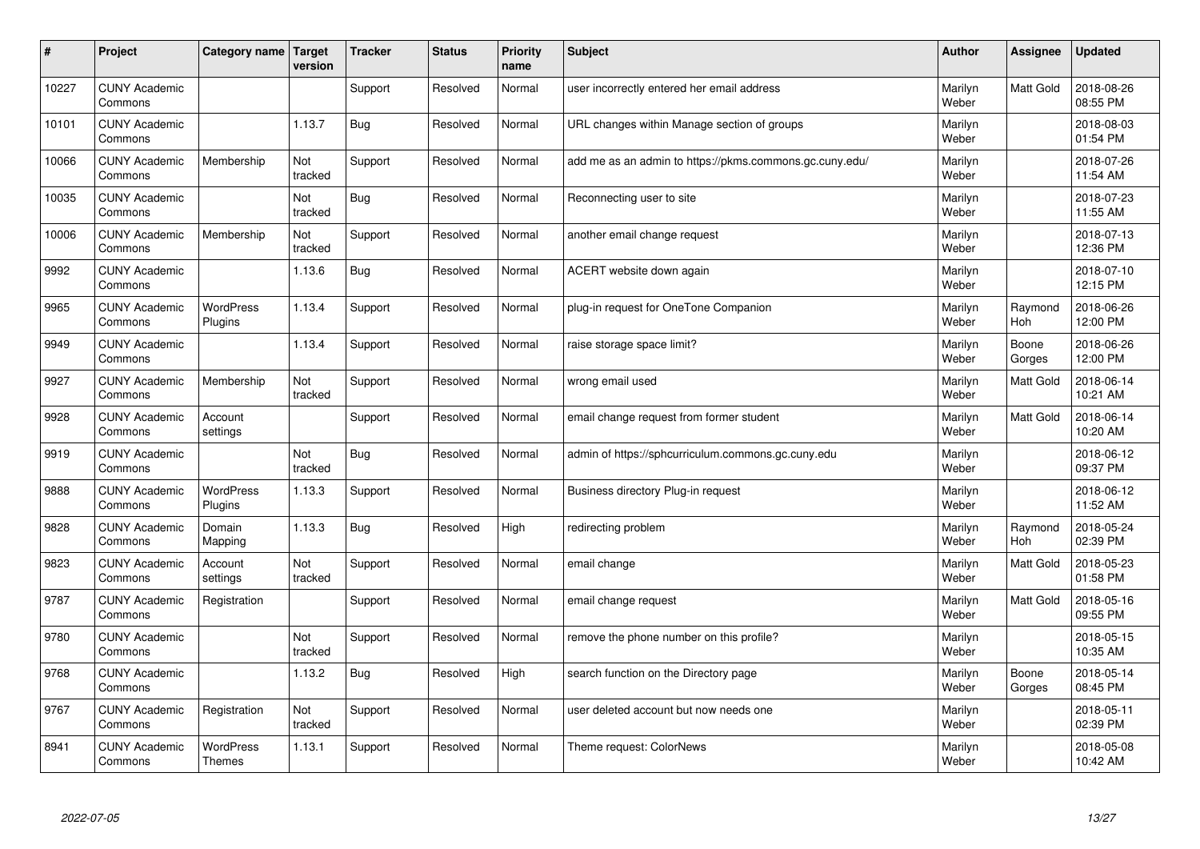| # | Project | Category name | Target version | Tracker | Status | Priority name | Subject | Author | Assignee | Updated |
|---|---|---|---|---|---|---|---|---|---|---|
| 10227 | CUNY Academic Commons | | | Support | Resolved | Normal | user incorrectly entered her email address | Marilyn Weber | Matt Gold | 2018-08-26 08:55 PM |
| 10101 | CUNY Academic Commons | | 1.13.7 | Bug | Resolved | Normal | URL changes within Manage section of groups | Marilyn Weber | | 2018-08-03 01:54 PM |
| 10066 | CUNY Academic Commons | Membership | Not tracked | Support | Resolved | Normal | add me as an admin to https://pkms.commons.gc.cuny.edu/ | Marilyn Weber | | 2018-07-26 11:54 AM |
| 10035 | CUNY Academic Commons | | Not tracked | Bug | Resolved | Normal | Reconnecting user to site | Marilyn Weber | | 2018-07-23 11:55 AM |
| 10006 | CUNY Academic Commons | Membership | Not tracked | Support | Resolved | Normal | another email change request | Marilyn Weber | | 2018-07-13 12:36 PM |
| 9992 | CUNY Academic Commons | | 1.13.6 | Bug | Resolved | Normal | ACERT website down again | Marilyn Weber | | 2018-07-10 12:15 PM |
| 9965 | CUNY Academic Commons | WordPress Plugins | 1.13.4 | Support | Resolved | Normal | plug-in request for OneTone Companion | Marilyn Weber | Raymond Hoh | 2018-06-26 12:00 PM |
| 9949 | CUNY Academic Commons | | 1.13.4 | Support | Resolved | Normal | raise storage space limit? | Marilyn Weber | Boone Gorges | 2018-06-26 12:00 PM |
| 9927 | CUNY Academic Commons | Membership | Not tracked | Support | Resolved | Normal | wrong email used | Marilyn Weber | Matt Gold | 2018-06-14 10:21 AM |
| 9928 | CUNY Academic Commons | Account settings | | Support | Resolved | Normal | email change request from former student | Marilyn Weber | Matt Gold | 2018-06-14 10:20 AM |
| 9919 | CUNY Academic Commons | | Not tracked | Bug | Resolved | Normal | admin of https://sphcurriculum.commons.gc.cuny.edu | Marilyn Weber | | 2018-06-12 09:37 PM |
| 9888 | CUNY Academic Commons | WordPress Plugins | 1.13.3 | Support | Resolved | Normal | Business directory Plug-in request | Marilyn Weber | | 2018-06-12 11:52 AM |
| 9828 | CUNY Academic Commons | Domain Mapping | 1.13.3 | Bug | Resolved | High | redirecting problem | Marilyn Weber | Raymond Hoh | 2018-05-24 02:39 PM |
| 9823 | CUNY Academic Commons | Account settings | Not tracked | Support | Resolved | Normal | email change | Marilyn Weber | Matt Gold | 2018-05-23 01:58 PM |
| 9787 | CUNY Academic Commons | Registration | | Support | Resolved | Normal | email change request | Marilyn Weber | Matt Gold | 2018-05-16 09:55 PM |
| 9780 | CUNY Academic Commons | | Not tracked | Support | Resolved | Normal | remove the phone number on this profile? | Marilyn Weber | | 2018-05-15 10:35 AM |
| 9768 | CUNY Academic Commons | | 1.13.2 | Bug | Resolved | High | search function on the Directory page | Marilyn Weber | Boone Gorges | 2018-05-14 08:45 PM |
| 9767 | CUNY Academic Commons | Registration | Not tracked | Support | Resolved | Normal | user deleted account but now needs one | Marilyn Weber | | 2018-05-11 02:39 PM |
| 8941 | CUNY Academic Commons | WordPress Themes | 1.13.1 | Support | Resolved | Normal | Theme request: ColorNews | Marilyn Weber | | 2018-05-08 10:42 AM |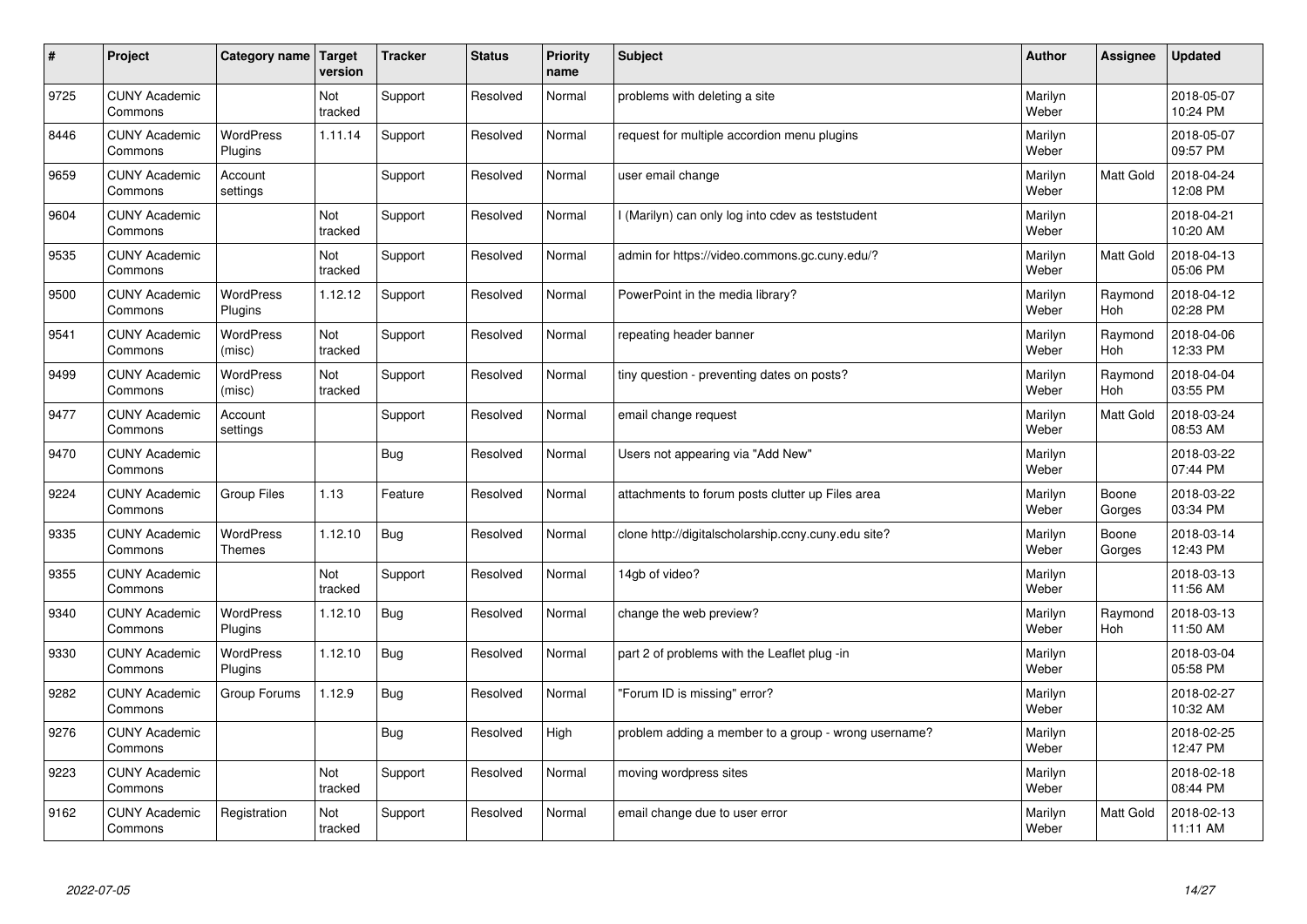| # | Project | Category name | Target version | Tracker | Status | Priority name | Subject | Author | Assignee | Updated |
|---|---|---|---|---|---|---|---|---|---|---|
| 9725 | CUNY Academic Commons | | Not tracked | Support | Resolved | Normal | problems with deleting a site | Marilyn Weber | | 2018-05-07 10:24 PM |
| 8446 | CUNY Academic Commons | WordPress Plugins | 1.11.14 | Support | Resolved | Normal | request for multiple accordion menu plugins | Marilyn Weber | | 2018-05-07 09:57 PM |
| 9659 | CUNY Academic Commons | Account settings | | Support | Resolved | Normal | user email change | Marilyn Weber | Matt Gold | 2018-04-24 12:08 PM |
| 9604 | CUNY Academic Commons | | Not tracked | Support | Resolved | Normal | I (Marilyn) can only log into cdev as teststudent | Marilyn Weber | | 2018-04-21 10:20 AM |
| 9535 | CUNY Academic Commons | | Not tracked | Support | Resolved | Normal | admin for https://video.commons.gc.cuny.edu/? | Marilyn Weber | Matt Gold | 2018-04-13 05:06 PM |
| 9500 | CUNY Academic Commons | WordPress Plugins | 1.12.12 | Support | Resolved | Normal | PowerPoint in the media library? | Marilyn Weber | Raymond Hoh | 2018-04-12 02:28 PM |
| 9541 | CUNY Academic Commons | WordPress (misc) | Not tracked | Support | Resolved | Normal | repeating header banner | Marilyn Weber | Raymond Hoh | 2018-04-06 12:33 PM |
| 9499 | CUNY Academic Commons | WordPress (misc) | Not tracked | Support | Resolved | Normal | tiny question - preventing dates on posts? | Marilyn Weber | Raymond Hoh | 2018-04-04 03:55 PM |
| 9477 | CUNY Academic Commons | Account settings | | Support | Resolved | Normal | email change request | Marilyn Weber | Matt Gold | 2018-03-24 08:53 AM |
| 9470 | CUNY Academic Commons | | | Bug | Resolved | Normal | Users not appearing via "Add New" | Marilyn Weber | | 2018-03-22 07:44 PM |
| 9224 | CUNY Academic Commons | Group Files | 1.13 | Feature | Resolved | Normal | attachments to forum posts clutter up Files area | Marilyn Weber | Boone Gorges | 2018-03-22 03:34 PM |
| 9335 | CUNY Academic Commons | WordPress Themes | 1.12.10 | Bug | Resolved | Normal | clone http://digitalscholarship.ccny.cuny.edu site? | Marilyn Weber | Boone Gorges | 2018-03-14 12:43 PM |
| 9355 | CUNY Academic Commons | | Not tracked | Support | Resolved | Normal | 14gb of video? | Marilyn Weber | | 2018-03-13 11:56 AM |
| 9340 | CUNY Academic Commons | WordPress Plugins | 1.12.10 | Bug | Resolved | Normal | change the web preview? | Marilyn Weber | Raymond Hoh | 2018-03-13 11:50 AM |
| 9330 | CUNY Academic Commons | WordPress Plugins | 1.12.10 | Bug | Resolved | Normal | part 2 of problems with the Leaflet plug -in | Marilyn Weber | | 2018-03-04 05:58 PM |
| 9282 | CUNY Academic Commons | Group Forums | 1.12.9 | Bug | Resolved | Normal | "Forum ID is missing" error? | Marilyn Weber | | 2018-02-27 10:32 AM |
| 9276 | CUNY Academic Commons | | | Bug | Resolved | High | problem adding a member to a group - wrong username? | Marilyn Weber | | 2018-02-25 12:47 PM |
| 9223 | CUNY Academic Commons | | Not tracked | Support | Resolved | Normal | moving wordpress sites | Marilyn Weber | | 2018-02-18 08:44 PM |
| 9162 | CUNY Academic Commons | Registration | Not tracked | Support | Resolved | Normal | email change due to user error | Marilyn Weber | Matt Gold | 2018-02-13 11:11 AM |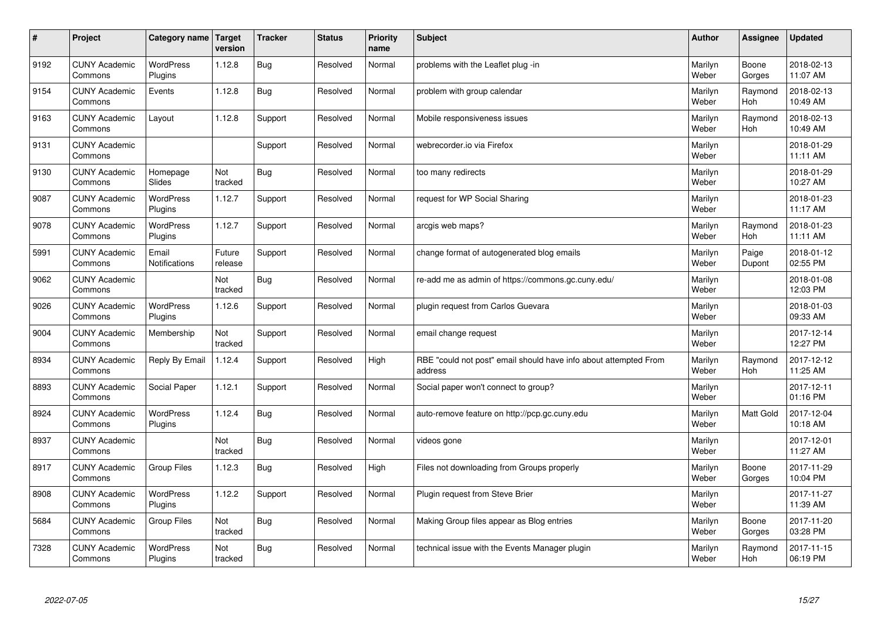| # | Project | Category name | Target version | Tracker | Status | Priority name | Subject | Author | Assignee | Updated |
|---|---|---|---|---|---|---|---|---|---|---|
| 9192 | CUNY Academic Commons | WordPress Plugins | 1.12.8 | Bug | Resolved | Normal | problems with the Leaflet plug -in | Marilyn Weber | Boone Gorges | 2018-02-13 11:07 AM |
| 9154 | CUNY Academic Commons | Events | 1.12.8 | Bug | Resolved | Normal | problem with group calendar | Marilyn Weber | Raymond Hoh | 2018-02-13 10:49 AM |
| 9163 | CUNY Academic Commons | Layout | 1.12.8 | Support | Resolved | Normal | Mobile responsiveness issues | Marilyn Weber | Raymond Hoh | 2018-02-13 10:49 AM |
| 9131 | CUNY Academic Commons | | | Support | Resolved | Normal | webrecorder.io via Firefox | Marilyn Weber | | 2018-01-29 11:11 AM |
| 9130 | CUNY Academic Commons | Homepage Slides | Not tracked | Bug | Resolved | Normal | too many redirects | Marilyn Weber | | 2018-01-29 10:27 AM |
| 9087 | CUNY Academic Commons | WordPress Plugins | 1.12.7 | Support | Resolved | Normal | request for WP Social Sharing | Marilyn Weber | | 2018-01-23 11:17 AM |
| 9078 | CUNY Academic Commons | WordPress Plugins | 1.12.7 | Support | Resolved | Normal | arcgis web maps? | Marilyn Weber | Raymond Hoh | 2018-01-23 11:11 AM |
| 5991 | CUNY Academic Commons | Email Notifications | Future release | Support | Resolved | Normal | change format of autogenerated blog emails | Marilyn Weber | Paige Dupont | 2018-01-12 02:55 PM |
| 9062 | CUNY Academic Commons | | Not tracked | Bug | Resolved | Normal | re-add me as admin of https://commons.gc.cuny.edu/ | Marilyn Weber | | 2018-01-08 12:03 PM |
| 9026 | CUNY Academic Commons | WordPress Plugins | 1.12.6 | Support | Resolved | Normal | plugin request from Carlos Guevara | Marilyn Weber | | 2018-01-03 09:33 AM |
| 9004 | CUNY Academic Commons | Membership | Not tracked | Support | Resolved | Normal | email change request | Marilyn Weber | | 2017-12-14 12:27 PM |
| 8934 | CUNY Academic Commons | Reply By Email | 1.12.4 | Support | Resolved | High | RBE "could not post" email should have info about attempted From address | Marilyn Weber | Raymond Hoh | 2017-12-12 11:25 AM |
| 8893 | CUNY Academic Commons | Social Paper | 1.12.1 | Support | Resolved | Normal | Social paper won't connect to group? | Marilyn Weber | | 2017-12-11 01:16 PM |
| 8924 | CUNY Academic Commons | WordPress Plugins | 1.12.4 | Bug | Resolved | Normal | auto-remove feature on http://pcp.gc.cuny.edu | Marilyn Weber | Matt Gold | 2017-12-04 10:18 AM |
| 8937 | CUNY Academic Commons | | Not tracked | Bug | Resolved | Normal | videos gone | Marilyn Weber | | 2017-12-01 11:27 AM |
| 8917 | CUNY Academic Commons | Group Files | 1.12.3 | Bug | Resolved | High | Files not downloading from Groups properly | Marilyn Weber | Boone Gorges | 2017-11-29 10:04 PM |
| 8908 | CUNY Academic Commons | WordPress Plugins | 1.12.2 | Support | Resolved | Normal | Plugin request from Steve Brier | Marilyn Weber | | 2017-11-27 11:39 AM |
| 5684 | CUNY Academic Commons | Group Files | Not tracked | Bug | Resolved | Normal | Making Group files appear as Blog entries | Marilyn Weber | Boone Gorges | 2017-11-20 03:28 PM |
| 7328 | CUNY Academic Commons | WordPress Plugins | Not tracked | Bug | Resolved | Normal | technical issue with the Events Manager plugin | Marilyn Weber | Raymond Hoh | 2017-11-15 06:19 PM |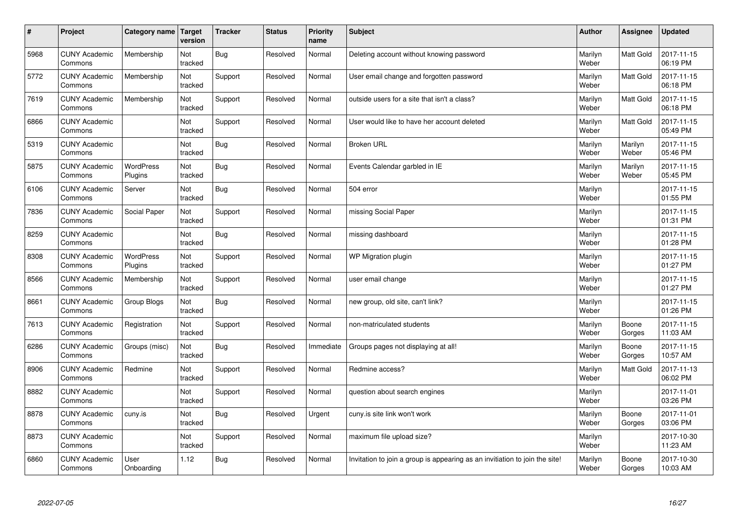| # | Project | Category name | Target version | Tracker | Status | Priority name | Subject | Author | Assignee | Updated |
|---|---|---|---|---|---|---|---|---|---|---|
| 5968 | CUNY Academic Commons | Membership | Not tracked | Bug | Resolved | Normal | Deleting account without knowing password | Marilyn Weber | Matt Gold | 2017-11-15 06:19 PM |
| 5772 | CUNY Academic Commons | Membership | Not tracked | Support | Resolved | Normal | User email change and forgotten password | Marilyn Weber | Matt Gold | 2017-11-15 06:18 PM |
| 7619 | CUNY Academic Commons | Membership | Not tracked | Support | Resolved | Normal | outside users for a site that isn't a class? | Marilyn Weber | Matt Gold | 2017-11-15 06:18 PM |
| 6866 | CUNY Academic Commons | | Not tracked | Support | Resolved | Normal | User would like to have her account deleted | Marilyn Weber | Matt Gold | 2017-11-15 05:49 PM |
| 5319 | CUNY Academic Commons | | Not tracked | Bug | Resolved | Normal | Broken URL | Marilyn Weber | Marilyn Weber | 2017-11-15 05:46 PM |
| 5875 | CUNY Academic Commons | WordPress Plugins | Not tracked | Bug | Resolved | Normal | Events Calendar garbled in IE | Marilyn Weber | Marilyn Weber | 2017-11-15 05:45 PM |
| 6106 | CUNY Academic Commons | Server | Not tracked | Bug | Resolved | Normal | 504 error | Marilyn Weber | | 2017-11-15 01:55 PM |
| 7836 | CUNY Academic Commons | Social Paper | Not tracked | Support | Resolved | Normal | missing Social Paper | Marilyn Weber | | 2017-11-15 01:31 PM |
| 8259 | CUNY Academic Commons | | Not tracked | Bug | Resolved | Normal | missing dashboard | Marilyn Weber | | 2017-11-15 01:28 PM |
| 8308 | CUNY Academic Commons | WordPress Plugins | Not tracked | Support | Resolved | Normal | WP Migration plugin | Marilyn Weber | | 2017-11-15 01:27 PM |
| 8566 | CUNY Academic Commons | Membership | Not tracked | Support | Resolved | Normal | user email change | Marilyn Weber | | 2017-11-15 01:27 PM |
| 8661 | CUNY Academic Commons | Group Blogs | Not tracked | Bug | Resolved | Normal | new group, old site, can't link? | Marilyn Weber | | 2017-11-15 01:26 PM |
| 7613 | CUNY Academic Commons | Registration | Not tracked | Support | Resolved | Normal | non-matriculated students | Marilyn Weber | Boone Gorges | 2017-11-15 11:03 AM |
| 6286 | CUNY Academic Commons | Groups (misc) | Not tracked | Bug | Resolved | Immediate | Groups pages not displaying at all! | Marilyn Weber | Boone Gorges | 2017-11-15 10:57 AM |
| 8906 | CUNY Academic Commons | Redmine | Not tracked | Support | Resolved | Normal | Redmine access? | Marilyn Weber | Matt Gold | 2017-11-13 06:02 PM |
| 8882 | CUNY Academic Commons | | Not tracked | Support | Resolved | Normal | question about search engines | Marilyn Weber | | 2017-11-01 03:26 PM |
| 8878 | CUNY Academic Commons | cuny.is | Not tracked | Bug | Resolved | Urgent | cuny.is site link won't work | Marilyn Weber | Boone Gorges | 2017-11-01 03:06 PM |
| 8873 | CUNY Academic Commons | | Not tracked | Support | Resolved | Normal | maximum file upload size? | Marilyn Weber | | 2017-10-30 11:23 AM |
| 6860 | CUNY Academic Commons | User Onboarding | 1.12 | Bug | Resolved | Normal | Invitation to join a group is appearing as an invitiation to join the site! | Marilyn Weber | Boone Gorges | 2017-10-30 10:03 AM |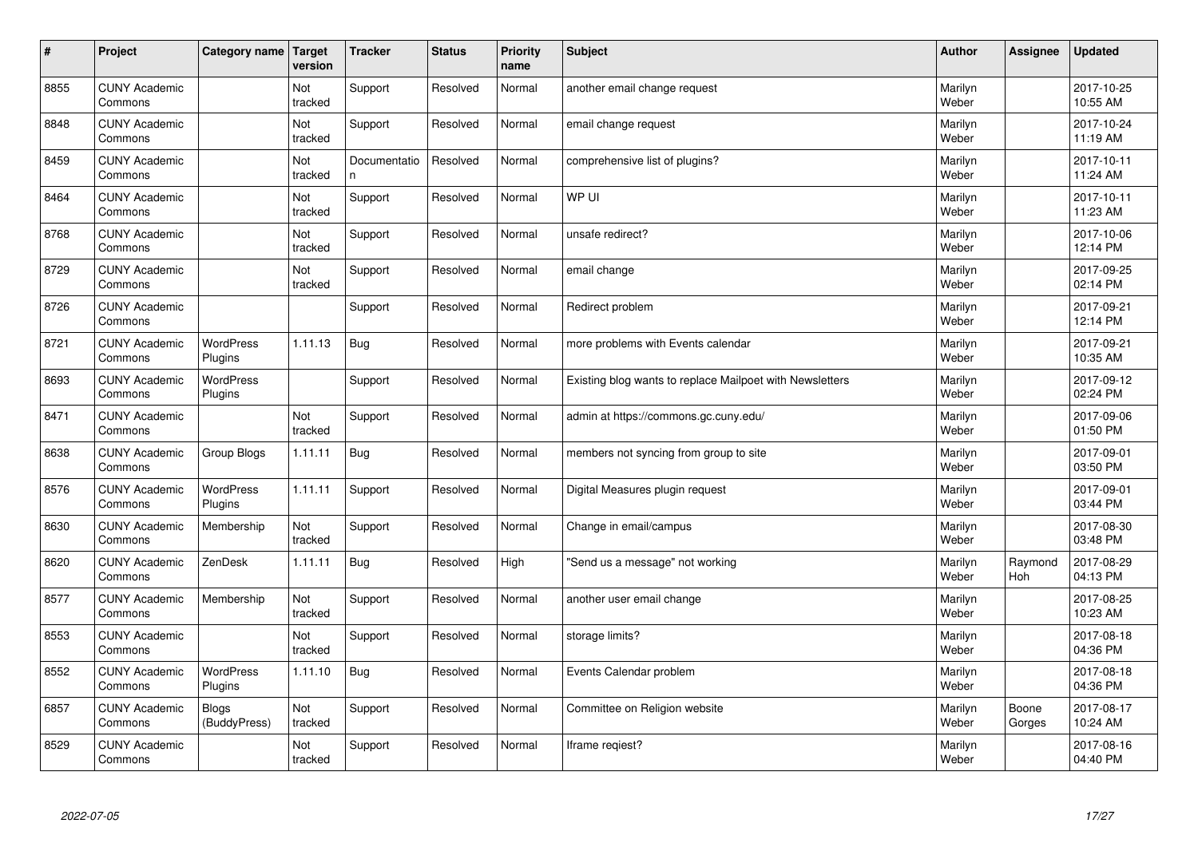| # | Project | Category name | Target version | Tracker | Status | Priority name | Subject | Author | Assignee | Updated |
|---|---|---|---|---|---|---|---|---|---|---|
| 8855 | CUNY Academic Commons | | Not tracked | Support | Resolved | Normal | another email change request | Marilyn Weber | | 2017-10-25 10:55 AM |
| 8848 | CUNY Academic Commons | | Not tracked | Support | Resolved | Normal | email change request | Marilyn Weber | | 2017-10-24 11:19 AM |
| 8459 | CUNY Academic Commons | | Not tracked | Documentation | Resolved | Normal | comprehensive list of plugins? | Marilyn Weber | | 2017-10-11 11:24 AM |
| 8464 | CUNY Academic Commons | | Not tracked | Support | Resolved | Normal | WP UI | Marilyn Weber | | 2017-10-11 11:23 AM |
| 8768 | CUNY Academic Commons | | Not tracked | Support | Resolved | Normal | unsafe redirect? | Marilyn Weber | | 2017-10-06 12:14 PM |
| 8729 | CUNY Academic Commons | | Not tracked | Support | Resolved | Normal | email change | Marilyn Weber | | 2017-09-25 02:14 PM |
| 8726 | CUNY Academic Commons | | | Support | Resolved | Normal | Redirect problem | Marilyn Weber | | 2017-09-21 12:14 PM |
| 8721 | CUNY Academic Commons | WordPress Plugins | 1.11.13 | Bug | Resolved | Normal | more problems with Events calendar | Marilyn Weber | | 2017-09-21 10:35 AM |
| 8693 | CUNY Academic Commons | WordPress Plugins | | Support | Resolved | Normal | Existing blog wants to replace Mailpoet with Newsletters | Marilyn Weber | | 2017-09-12 02:24 PM |
| 8471 | CUNY Academic Commons | | Not tracked | Support | Resolved | Normal | admin at https://commons.gc.cuny.edu/ | Marilyn Weber | | 2017-09-06 01:50 PM |
| 8638 | CUNY Academic Commons | Group Blogs | 1.11.11 | Bug | Resolved | Normal | members not syncing from group to site | Marilyn Weber | | 2017-09-01 03:50 PM |
| 8576 | CUNY Academic Commons | WordPress Plugins | 1.11.11 | Support | Resolved | Normal | Digital Measures plugin request | Marilyn Weber | | 2017-09-01 03:44 PM |
| 8630 | CUNY Academic Commons | Membership | Not tracked | Support | Resolved | Normal | Change in email/campus | Marilyn Weber | | 2017-08-30 03:48 PM |
| 8620 | CUNY Academic Commons | ZenDesk | 1.11.11 | Bug | Resolved | High | "Send us a message" not working | Marilyn Weber | Raymond Hoh | 2017-08-29 04:13 PM |
| 8577 | CUNY Academic Commons | Membership | Not tracked | Support | Resolved | Normal | another user email change | Marilyn Weber | | 2017-08-25 10:23 AM |
| 8553 | CUNY Academic Commons | | Not tracked | Support | Resolved | Normal | storage limits? | Marilyn Weber | | 2017-08-18 04:36 PM |
| 8552 | CUNY Academic Commons | WordPress Plugins | 1.11.10 | Bug | Resolved | Normal | Events Calendar problem | Marilyn Weber | | 2017-08-18 04:36 PM |
| 6857 | CUNY Academic Commons | Blogs (BuddyPress) | Not tracked | Support | Resolved | Normal | Committee on Religion website | Marilyn Weber | Boone Gorges | 2017-08-17 10:24 AM |
| 8529 | CUNY Academic Commons | | Not tracked | Support | Resolved | Normal | Iframe reqiest? | Marilyn Weber | | 2017-08-16 04:40 PM |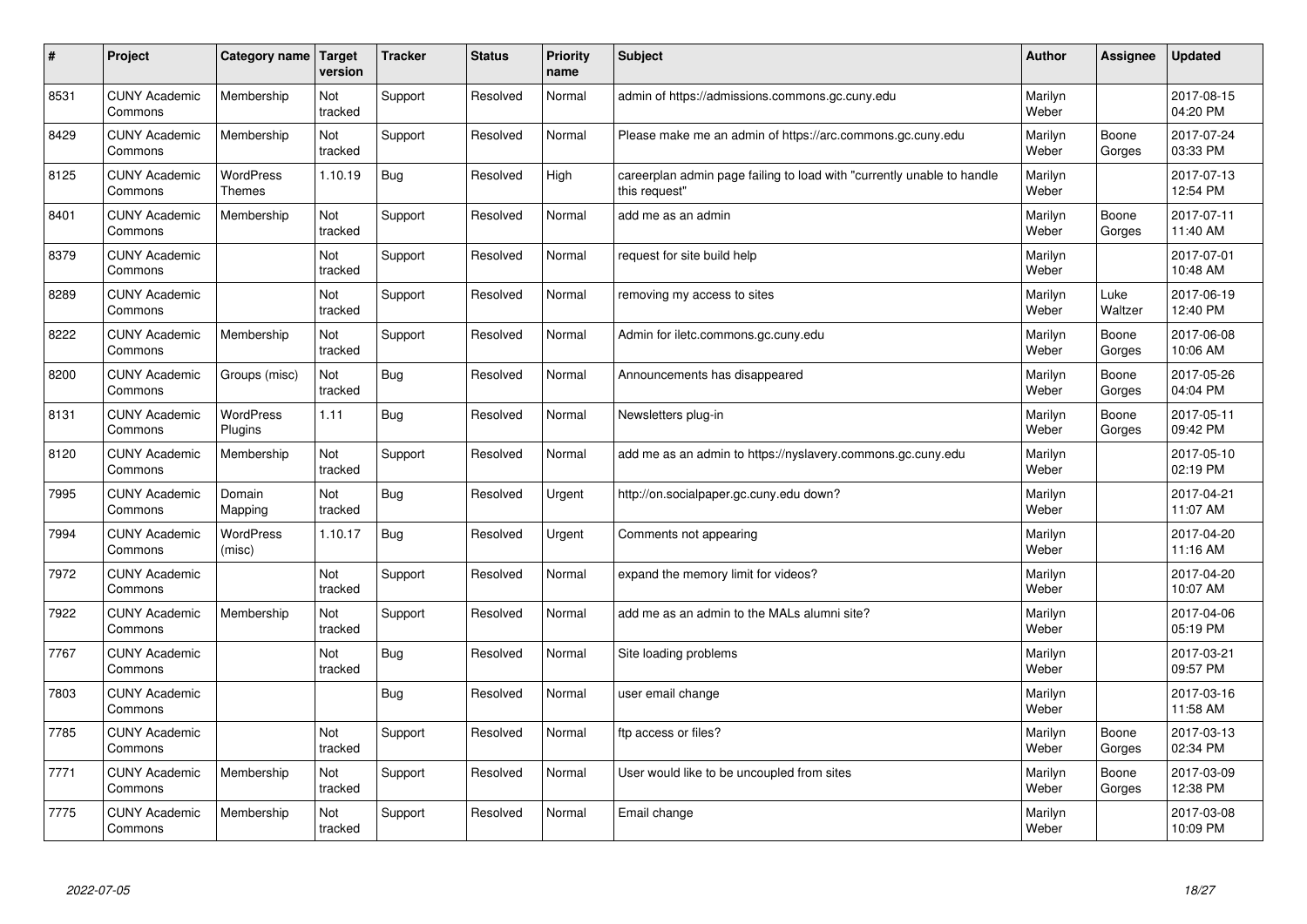| # | Project | Category name | Target version | Tracker | Status | Priority name | Subject | Author | Assignee | Updated |
|---|---|---|---|---|---|---|---|---|---|---|
| 8531 | CUNY Academic Commons | Membership | Not tracked | Support | Resolved | Normal | admin of https://admissions.commons.gc.cuny.edu | Marilyn Weber | | 2017-08-15 04:20 PM |
| 8429 | CUNY Academic Commons | Membership | Not tracked | Support | Resolved | Normal | Please make me an admin of https://arc.commons.gc.cuny.edu | Marilyn Weber | Boone Gorges | 2017-07-24 03:33 PM |
| 8125 | CUNY Academic Commons | WordPress Themes | 1.10.19 | Bug | Resolved | High | careerplan admin page failing to load with "currently unable to handle this request" | Marilyn Weber | | 2017-07-13 12:54 PM |
| 8401 | CUNY Academic Commons | Membership | Not tracked | Support | Resolved | Normal | add me as an admin | Marilyn Weber | Boone Gorges | 2017-07-11 11:40 AM |
| 8379 | CUNY Academic Commons | | Not tracked | Support | Resolved | Normal | request for site build help | Marilyn Weber | | 2017-07-01 10:48 AM |
| 8289 | CUNY Academic Commons | | Not tracked | Support | Resolved | Normal | removing my access to sites | Marilyn Weber | Luke Waltzer | 2017-06-19 12:40 PM |
| 8222 | CUNY Academic Commons | Membership | Not tracked | Support | Resolved | Normal | Admin for iletc.commons.gc.cuny.edu | Marilyn Weber | Boone Gorges | 2017-06-08 10:06 AM |
| 8200 | CUNY Academic Commons | Groups (misc) | Not tracked | Bug | Resolved | Normal | Announcements has disappeared | Marilyn Weber | Boone Gorges | 2017-05-26 04:04 PM |
| 8131 | CUNY Academic Commons | WordPress Plugins | 1.11 | Bug | Resolved | Normal | Newsletters plug-in | Marilyn Weber | Boone Gorges | 2017-05-11 09:42 PM |
| 8120 | CUNY Academic Commons | Membership | Not tracked | Support | Resolved | Normal | add me as an admin to https://nyslavery.commons.gc.cuny.edu | Marilyn Weber | | 2017-05-10 02:19 PM |
| 7995 | CUNY Academic Commons | Domain Mapping | Not tracked | Bug | Resolved | Urgent | http://on.socialpaper.gc.cuny.edu down? | Marilyn Weber | | 2017-04-21 11:07 AM |
| 7994 | CUNY Academic Commons | WordPress (misc) | 1.10.17 | Bug | Resolved | Urgent | Comments not appearing | Marilyn Weber | | 2017-04-20 11:16 AM |
| 7972 | CUNY Academic Commons | | Not tracked | Support | Resolved | Normal | expand the memory limit for videos? | Marilyn Weber | | 2017-04-20 10:07 AM |
| 7922 | CUNY Academic Commons | Membership | Not tracked | Support | Resolved | Normal | add me as an admin to the MALs alumni site? | Marilyn Weber | | 2017-04-06 05:19 PM |
| 7767 | CUNY Academic Commons | | Not tracked | Bug | Resolved | Normal | Site loading problems | Marilyn Weber | | 2017-03-21 09:57 PM |
| 7803 | CUNY Academic Commons | | | Bug | Resolved | Normal | user email change | Marilyn Weber | | 2017-03-16 11:58 AM |
| 7785 | CUNY Academic Commons | | Not tracked | Support | Resolved | Normal | ftp access or files? | Marilyn Weber | Boone Gorges | 2017-03-13 02:34 PM |
| 7771 | CUNY Academic Commons | Membership | Not tracked | Support | Resolved | Normal | User would like to be uncoupled from sites | Marilyn Weber | Boone Gorges | 2017-03-09 12:38 PM |
| 7775 | CUNY Academic Commons | Membership | Not tracked | Support | Resolved | Normal | Email change | Marilyn Weber | | 2017-03-08 10:09 PM |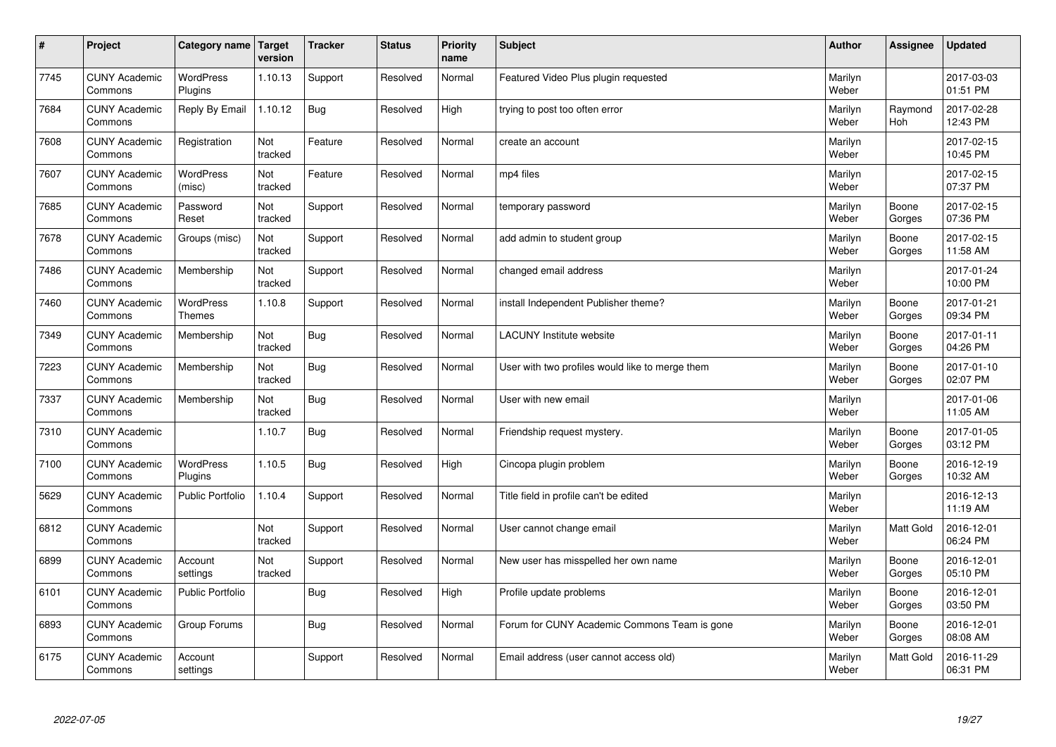| # | Project | Category name | Target version | Tracker | Status | Priority name | Subject | Author | Assignee | Updated |
| --- | --- | --- | --- | --- | --- | --- | --- | --- | --- | --- |
| 7745 | CUNY Academic Commons | WordPress Plugins | 1.10.13 | Support | Resolved | Normal | Featured Video Plus plugin requested | Marilyn Weber | | 2017-03-03 01:51 PM |
| 7684 | CUNY Academic Commons | Reply By Email | 1.10.12 | Bug | Resolved | High | trying to post too often error | Marilyn Weber | Raymond Hoh | 2017-02-28 12:43 PM |
| 7608 | CUNY Academic Commons | Registration | Not tracked | Feature | Resolved | Normal | create an account | Marilyn Weber | | 2017-02-15 10:45 PM |
| 7607 | CUNY Academic Commons | WordPress (misc) | Not tracked | Feature | Resolved | Normal | mp4 files | Marilyn Weber | | 2017-02-15 07:37 PM |
| 7685 | CUNY Academic Commons | Password Reset | Not tracked | Support | Resolved | Normal | temporary password | Marilyn Weber | Boone Gorges | 2017-02-15 07:36 PM |
| 7678 | CUNY Academic Commons | Groups (misc) | Not tracked | Support | Resolved | Normal | add admin to student group | Marilyn Weber | Boone Gorges | 2017-02-15 11:58 AM |
| 7486 | CUNY Academic Commons | Membership | Not tracked | Support | Resolved | Normal | changed email address | Marilyn Weber | | 2017-01-24 10:00 PM |
| 7460 | CUNY Academic Commons | WordPress Themes | 1.10.8 | Support | Resolved | Normal | install Independent Publisher theme? | Marilyn Weber | Boone Gorges | 2017-01-21 09:34 PM |
| 7349 | CUNY Academic Commons | Membership | Not tracked | Bug | Resolved | Normal | LACUNY Institute website | Marilyn Weber | Boone Gorges | 2017-01-11 04:26 PM |
| 7223 | CUNY Academic Commons | Membership | Not tracked | Bug | Resolved | Normal | User with two profiles would like to merge them | Marilyn Weber | Boone Gorges | 2017-01-10 02:07 PM |
| 7337 | CUNY Academic Commons | Membership | Not tracked | Bug | Resolved | Normal | User with new email | Marilyn Weber | | 2017-01-06 11:05 AM |
| 7310 | CUNY Academic Commons | | 1.10.7 | Bug | Resolved | Normal | Friendship request mystery. | Marilyn Weber | Boone Gorges | 2017-01-05 03:12 PM |
| 7100 | CUNY Academic Commons | WordPress Plugins | 1.10.5 | Bug | Resolved | High | Cincopa plugin problem | Marilyn Weber | Boone Gorges | 2016-12-19 10:32 AM |
| 5629 | CUNY Academic Commons | Public Portfolio | 1.10.4 | Support | Resolved | Normal | Title field in profile can't be edited | Marilyn Weber | | 2016-12-13 11:19 AM |
| 6812 | CUNY Academic Commons | | Not tracked | Support | Resolved | Normal | User cannot change email | Marilyn Weber | Matt Gold | 2016-12-01 06:24 PM |
| 6899 | CUNY Academic Commons | Account settings | Not tracked | Support | Resolved | Normal | New user has misspelled her own name | Marilyn Weber | Boone Gorges | 2016-12-01 05:10 PM |
| 6101 | CUNY Academic Commons | Public Portfolio | | Bug | Resolved | High | Profile update problems | Marilyn Weber | Boone Gorges | 2016-12-01 03:50 PM |
| 6893 | CUNY Academic Commons | Group Forums | | Bug | Resolved | Normal | Forum for CUNY Academic Commons Team is gone | Marilyn Weber | Boone Gorges | 2016-12-01 08:08 AM |
| 6175 | CUNY Academic Commons | Account settings | | Support | Resolved | Normal | Email address (user cannot access old) | Marilyn Weber | Matt Gold | 2016-11-29 06:31 PM |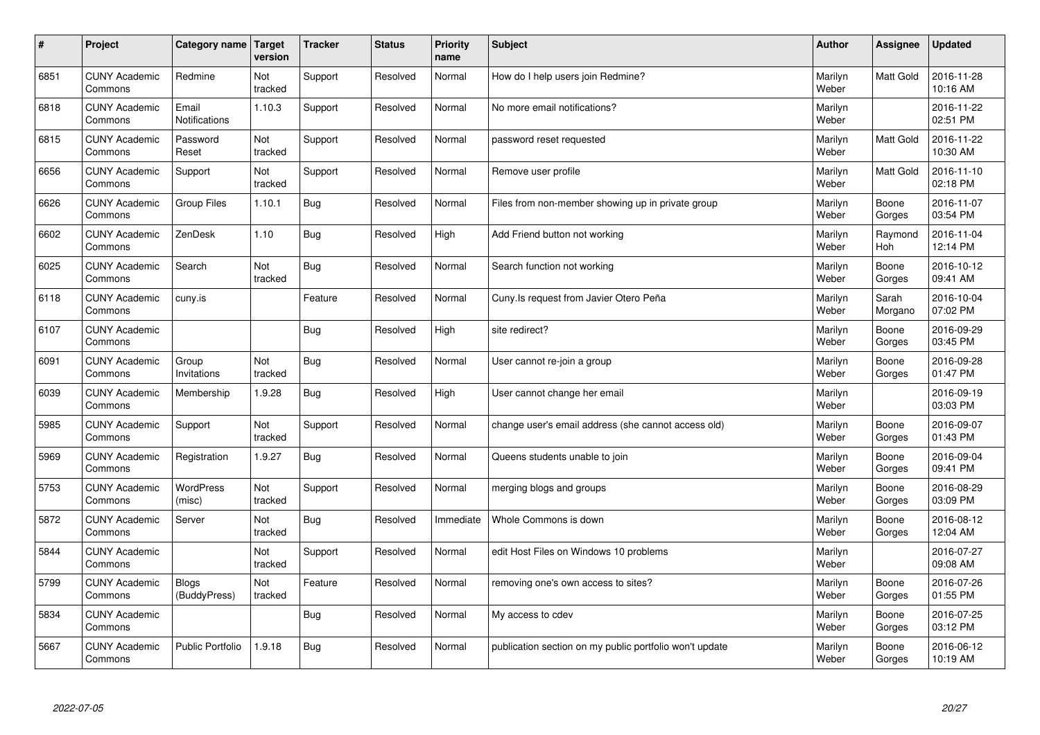| # | Project | Category name | Target version | Tracker | Status | Priority name | Subject | Author | Assignee | Updated |
|---|---|---|---|---|---|---|---|---|---|---|
| 6851 | CUNY Academic Commons | Redmine | Not tracked | Support | Resolved | Normal | How do I help users join Redmine? | Marilyn Weber | Matt Gold | 2016-11-28 10:16 AM |
| 6818 | CUNY Academic Commons | Email Notifications | 1.10.3 | Support | Resolved | Normal | No more email notifications? | Marilyn Weber | | 2016-11-22 02:51 PM |
| 6815 | CUNY Academic Commons | Password Reset | Not tracked | Support | Resolved | Normal | password reset requested | Marilyn Weber | Matt Gold | 2016-11-22 10:30 AM |
| 6656 | CUNY Academic Commons | Support | Not tracked | Support | Resolved | Normal | Remove user profile | Marilyn Weber | Matt Gold | 2016-11-10 02:18 PM |
| 6626 | CUNY Academic Commons | Group Files | 1.10.1 | Bug | Resolved | Normal | Files from non-member showing up in private group | Marilyn Weber | Boone Gorges | 2016-11-07 03:54 PM |
| 6602 | CUNY Academic Commons | ZenDesk | 1.10 | Bug | Resolved | High | Add Friend button not working | Marilyn Weber | Raymond Hoh | 2016-11-04 12:14 PM |
| 6025 | CUNY Academic Commons | Search | Not tracked | Bug | Resolved | Normal | Search function not working | Marilyn Weber | Boone Gorges | 2016-10-12 09:41 AM |
| 6118 | CUNY Academic Commons | cuny.is | | Feature | Resolved | Normal | Cuny.Is request from Javier Otero Peña | Marilyn Weber | Sarah Morgano | 2016-10-04 07:02 PM |
| 6107 | CUNY Academic Commons | | | Bug | Resolved | High | site redirect? | Marilyn Weber | Boone Gorges | 2016-09-29 03:45 PM |
| 6091 | CUNY Academic Commons | Group Invitations | Not tracked | Bug | Resolved | Normal | User cannot re-join a group | Marilyn Weber | Boone Gorges | 2016-09-28 01:47 PM |
| 6039 | CUNY Academic Commons | Membership | 1.9.28 | Bug | Resolved | High | User cannot change her email | Marilyn Weber | | 2016-09-19 03:03 PM |
| 5985 | CUNY Academic Commons | Support | Not tracked | Support | Resolved | Normal | change user's email address (she cannot access old) | Marilyn Weber | Boone Gorges | 2016-09-07 01:43 PM |
| 5969 | CUNY Academic Commons | Registration | 1.9.27 | Bug | Resolved | Normal | Queens students unable to join | Marilyn Weber | Boone Gorges | 2016-09-04 09:41 PM |
| 5753 | CUNY Academic Commons | WordPress (misc) | Not tracked | Support | Resolved | Normal | merging blogs and groups | Marilyn Weber | Boone Gorges | 2016-08-29 03:09 PM |
| 5872 | CUNY Academic Commons | Server | Not tracked | Bug | Resolved | Immediate | Whole Commons is down | Marilyn Weber | Boone Gorges | 2016-08-12 12:04 AM |
| 5844 | CUNY Academic Commons | | Not tracked | Support | Resolved | Normal | edit Host Files on Windows 10 problems | Marilyn Weber | | 2016-07-27 09:08 AM |
| 5799 | CUNY Academic Commons | Blogs (BuddyPress) | Not tracked | Feature | Resolved | Normal | removing one's own access to sites? | Marilyn Weber | Boone Gorges | 2016-07-26 01:55 PM |
| 5834 | CUNY Academic Commons | | | Bug | Resolved | Normal | My access to cdev | Marilyn Weber | Boone Gorges | 2016-07-25 03:12 PM |
| 5667 | CUNY Academic Commons | Public Portfolio | 1.9.18 | Bug | Resolved | Normal | publication section on my public portfolio won't update | Marilyn Weber | Boone Gorges | 2016-06-12 10:19 AM |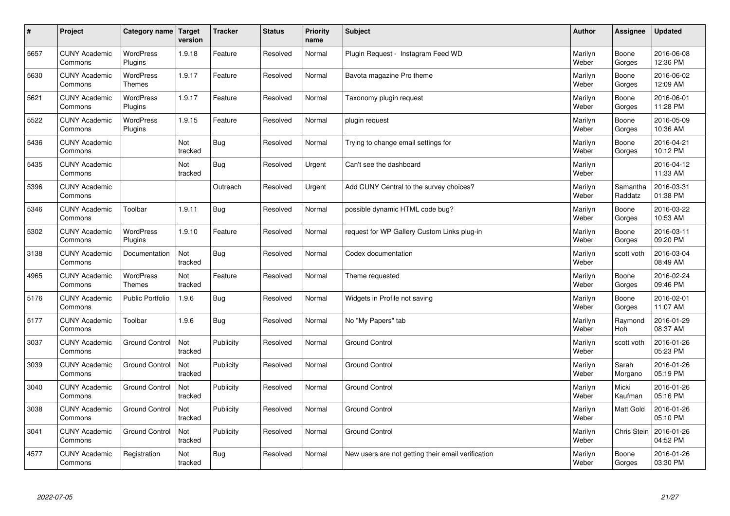| # | Project | Category name | Target version | Tracker | Status | Priority name | Subject | Author | Assignee | Updated |
|---|---|---|---|---|---|---|---|---|---|---|
| 5657 | CUNY Academic Commons | WordPress Plugins | 1.9.18 | Feature | Resolved | Normal | Plugin Request - Instagram Feed WD | Marilyn Weber | Boone Gorges | 2016-06-08 12:36 PM |
| 5630 | CUNY Academic Commons | WordPress Themes | 1.9.17 | Feature | Resolved | Normal | Bavota magazine Pro theme | Marilyn Weber | Boone Gorges | 2016-06-02 12:09 AM |
| 5621 | CUNY Academic Commons | WordPress Plugins | 1.9.17 | Feature | Resolved | Normal | Taxonomy plugin request | Marilyn Weber | Boone Gorges | 2016-06-01 11:28 PM |
| 5522 | CUNY Academic Commons | WordPress Plugins | 1.9.15 | Feature | Resolved | Normal | plugin request | Marilyn Weber | Boone Gorges | 2016-05-09 10:36 AM |
| 5436 | CUNY Academic Commons | | Not tracked | Bug | Resolved | Normal | Trying to change email settings for | Marilyn Weber | Boone Gorges | 2016-04-21 10:12 PM |
| 5435 | CUNY Academic Commons | | Not tracked | Bug | Resolved | Urgent | Can't see the dashboard | Marilyn Weber | | 2016-04-12 11:33 AM |
| 5396 | CUNY Academic Commons | | | Outreach | Resolved | Urgent | Add CUNY Central to the survey choices? | Marilyn Weber | Samantha Raddatz | 2016-03-31 01:38 PM |
| 5346 | CUNY Academic Commons | Toolbar | 1.9.11 | Bug | Resolved | Normal | possible dynamic HTML code bug? | Marilyn Weber | Boone Gorges | 2016-03-22 10:53 AM |
| 5302 | CUNY Academic Commons | WordPress Plugins | 1.9.10 | Feature | Resolved | Normal | request for WP Gallery Custom Links plug-in | Marilyn Weber | Boone Gorges | 2016-03-11 09:20 PM |
| 3138 | CUNY Academic Commons | Documentation | Not tracked | Bug | Resolved | Normal | Codex documentation | Marilyn Weber | scott voth | 2016-03-04 08:49 AM |
| 4965 | CUNY Academic Commons | WordPress Themes | Not tracked | Feature | Resolved | Normal | Theme requested | Marilyn Weber | Boone Gorges | 2016-02-24 09:46 PM |
| 5176 | CUNY Academic Commons | Public Portfolio | 1.9.6 | Bug | Resolved | Normal | Widgets in Profile not saving | Marilyn Weber | Boone Gorges | 2016-02-01 11:07 AM |
| 5177 | CUNY Academic Commons | Toolbar | 1.9.6 | Bug | Resolved | Normal | No "My Papers" tab | Marilyn Weber | Raymond Hoh | 2016-01-29 08:37 AM |
| 3037 | CUNY Academic Commons | Ground Control | Not tracked | Publicity | Resolved | Normal | Ground Control | Marilyn Weber | scott voth | 2016-01-26 05:23 PM |
| 3039 | CUNY Academic Commons | Ground Control | Not tracked | Publicity | Resolved | Normal | Ground Control | Marilyn Weber | Sarah Morgano | 2016-01-26 05:19 PM |
| 3040 | CUNY Academic Commons | Ground Control | Not tracked | Publicity | Resolved | Normal | Ground Control | Marilyn Weber | Micki Kaufman | 2016-01-26 05:16 PM |
| 3038 | CUNY Academic Commons | Ground Control | Not tracked | Publicity | Resolved | Normal | Ground Control | Marilyn Weber | Matt Gold | 2016-01-26 05:10 PM |
| 3041 | CUNY Academic Commons | Ground Control | Not tracked | Publicity | Resolved | Normal | Ground Control | Marilyn Weber | Chris Stein | 2016-01-26 04:52 PM |
| 4577 | CUNY Academic Commons | Registration | Not tracked | Bug | Resolved | Normal | New users are not getting their email verification | Marilyn Weber | Boone Gorges | 2016-01-26 03:30 PM |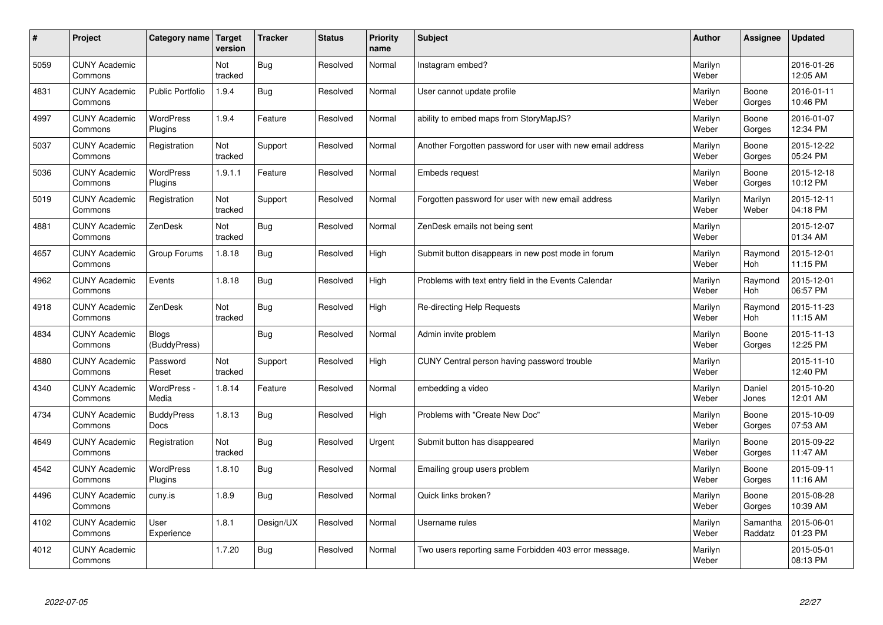| # | Project | Category name | Target version | Tracker | Status | Priority name | Subject | Author | Assignee | Updated |
|---|---|---|---|---|---|---|---|---|---|---|
| 5059 | CUNY Academic Commons | | Not tracked | Bug | Resolved | Normal | Instagram embed? | Marilyn Weber | | 2016-01-26 12:05 AM |
| 4831 | CUNY Academic Commons | Public Portfolio | 1.9.4 | Bug | Resolved | Normal | User cannot update profile | Marilyn Weber | Boone Gorges | 2016-01-11 10:46 PM |
| 4997 | CUNY Academic Commons | WordPress Plugins | 1.9.4 | Feature | Resolved | Normal | ability to embed maps from StoryMapJS? | Marilyn Weber | Boone Gorges | 2016-01-07 12:34 PM |
| 5037 | CUNY Academic Commons | Registration | Not tracked | Support | Resolved | Normal | Another Forgotten password for user with new email address | Marilyn Weber | Boone Gorges | 2015-12-22 05:24 PM |
| 5036 | CUNY Academic Commons | WordPress Plugins | 1.9.1.1 | Feature | Resolved | Normal | Embeds request | Marilyn Weber | Boone Gorges | 2015-12-18 10:12 PM |
| 5019 | CUNY Academic Commons | Registration | Not tracked | Support | Resolved | Normal | Forgotten password for user with new email address | Marilyn Weber | Marilyn Weber | 2015-12-11 04:18 PM |
| 4881 | CUNY Academic Commons | ZenDesk | Not tracked | Bug | Resolved | Normal | ZenDesk emails not being sent | Marilyn Weber | | 2015-12-07 01:34 AM |
| 4657 | CUNY Academic Commons | Group Forums | 1.8.18 | Bug | Resolved | High | Submit button disappears in new post mode in forum | Marilyn Weber | Raymond Hoh | 2015-12-01 11:15 PM |
| 4962 | CUNY Academic Commons | Events | 1.8.18 | Bug | Resolved | High | Problems with text entry field in the Events Calendar | Marilyn Weber | Raymond Hoh | 2015-12-01 06:57 PM |
| 4918 | CUNY Academic Commons | ZenDesk | Not tracked | Bug | Resolved | High | Re-directing Help Requests | Marilyn Weber | Raymond Hoh | 2015-11-23 11:15 AM |
| 4834 | CUNY Academic Commons | Blogs (BuddyPress) | | Bug | Resolved | Normal | Admin invite problem | Marilyn Weber | Boone Gorges | 2015-11-13 12:25 PM |
| 4880 | CUNY Academic Commons | Password Reset | Not tracked | Support | Resolved | High | CUNY Central person having password trouble | Marilyn Weber | | 2015-11-10 12:40 PM |
| 4340 | CUNY Academic Commons | WordPress - Media | 1.8.14 | Feature | Resolved | Normal | embedding a video | Marilyn Weber | Daniel Jones | 2015-10-20 12:01 AM |
| 4734 | CUNY Academic Commons | BuddyPress Docs | 1.8.13 | Bug | Resolved | High | Problems with "Create New Doc" | Marilyn Weber | Boone Gorges | 2015-10-09 07:53 AM |
| 4649 | CUNY Academic Commons | Registration | Not tracked | Bug | Resolved | Urgent | Submit button has disappeared | Marilyn Weber | Boone Gorges | 2015-09-22 11:47 AM |
| 4542 | CUNY Academic Commons | WordPress Plugins | 1.8.10 | Bug | Resolved | Normal | Emailing group users problem | Marilyn Weber | Boone Gorges | 2015-09-11 11:16 AM |
| 4496 | CUNY Academic Commons | cuny.is | 1.8.9 | Bug | Resolved | Normal | Quick links broken? | Marilyn Weber | Boone Gorges | 2015-08-28 10:39 AM |
| 4102 | CUNY Academic Commons | User Experience | 1.8.1 | Design/UX | Resolved | Normal | Username rules | Marilyn Weber | Samantha Raddatz | 2015-06-01 01:23 PM |
| 4012 | CUNY Academic Commons | | 1.7.20 | Bug | Resolved | Normal | Two users reporting same Forbidden 403 error message. | Marilyn Weber | | 2015-05-01 08:13 PM |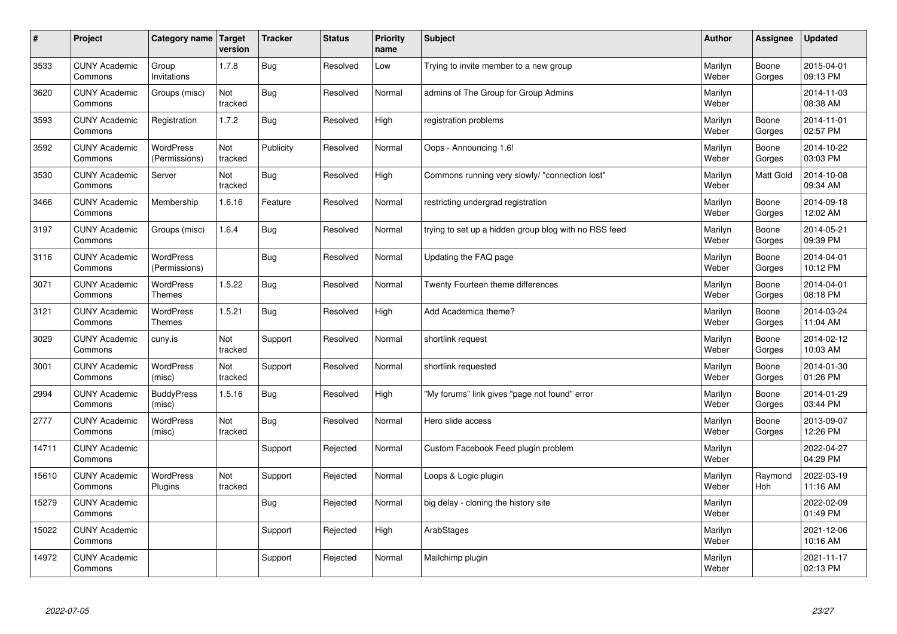| # | Project | Category name | Target version | Tracker | Status | Priority name | Subject | Author | Assignee | Updated |
|---|---|---|---|---|---|---|---|---|---|---|
| 3533 | CUNY Academic Commons | Group Invitations | 1.7.8 | Bug | Resolved | Low | Trying to invite member to a new group | Marilyn Weber | Boone Gorges | 2015-04-01 09:13 PM |
| 3620 | CUNY Academic Commons | Groups (misc) | Not tracked | Bug | Resolved | Normal | admins of The Group for Group Admins | Marilyn Weber | | 2014-11-03 08:38 AM |
| 3593 | CUNY Academic Commons | Registration | 1.7.2 | Bug | Resolved | High | registration problems | Marilyn Weber | Boone Gorges | 2014-11-01 02:57 PM |
| 3592 | CUNY Academic Commons | WordPress (Permissions) | Not tracked | Publicity | Resolved | Normal | Oops - Announcing 1.6! | Marilyn Weber | Boone Gorges | 2014-10-22 03:03 PM |
| 3530 | CUNY Academic Commons | Server | Not tracked | Bug | Resolved | High | Commons running very slowly/ "connection lost" | Marilyn Weber | Matt Gold | 2014-10-08 09:34 AM |
| 3466 | CUNY Academic Commons | Membership | 1.6.16 | Feature | Resolved | Normal | restricting undergrad registration | Marilyn Weber | Boone Gorges | 2014-09-18 12:02 AM |
| 3197 | CUNY Academic Commons | Groups (misc) | 1.6.4 | Bug | Resolved | Normal | trying to set up a hidden group blog with no RSS feed | Marilyn Weber | Boone Gorges | 2014-05-21 09:39 PM |
| 3116 | CUNY Academic Commons | WordPress (Permissions) | | Bug | Resolved | Normal | Updating the FAQ page | Marilyn Weber | Boone Gorges | 2014-04-01 10:12 PM |
| 3071 | CUNY Academic Commons | WordPress Themes | 1.5.22 | Bug | Resolved | Normal | Twenty Fourteen theme differences | Marilyn Weber | Boone Gorges | 2014-04-01 08:18 PM |
| 3121 | CUNY Academic Commons | WordPress Themes | 1.5.21 | Bug | Resolved | High | Add Academica theme? | Marilyn Weber | Boone Gorges | 2014-03-24 11:04 AM |
| 3029 | CUNY Academic Commons | cuny.is | Not tracked | Support | Resolved | Normal | shortlink request | Marilyn Weber | Boone Gorges | 2014-02-12 10:03 AM |
| 3001 | CUNY Academic Commons | WordPress (misc) | Not tracked | Support | Resolved | Normal | shortlink requested | Marilyn Weber | Boone Gorges | 2014-01-30 01:26 PM |
| 2994 | CUNY Academic Commons | BuddyPress (misc) | 1.5.16 | Bug | Resolved | High | "My forums" link gives "page not found" error | Marilyn Weber | Boone Gorges | 2014-01-29 03:44 PM |
| 2777 | CUNY Academic Commons | WordPress (misc) | Not tracked | Bug | Resolved | Normal | Hero slide access | Marilyn Weber | Boone Gorges | 2013-09-07 12:26 PM |
| 14711 | CUNY Academic Commons | | | Support | Rejected | Normal | Custom Facebook Feed plugin problem | Marilyn Weber | | 2022-04-27 04:29 PM |
| 15610 | CUNY Academic Commons | WordPress Plugins | Not tracked | Support | Rejected | Normal | Loops & Logic plugin | Marilyn Weber | Raymond Hoh | 2022-03-19 11:16 AM |
| 15279 | CUNY Academic Commons | | | Bug | Rejected | Normal | big delay - cloning the history site | Marilyn Weber | | 2022-02-09 01:49 PM |
| 15022 | CUNY Academic Commons | | | Support | Rejected | High | ArabStages | Marilyn Weber | | 2021-12-06 10:16 AM |
| 14972 | CUNY Academic Commons | | | Support | Rejected | Normal | Mailchimp plugin | Marilyn Weber | | 2021-11-17 02:13 PM |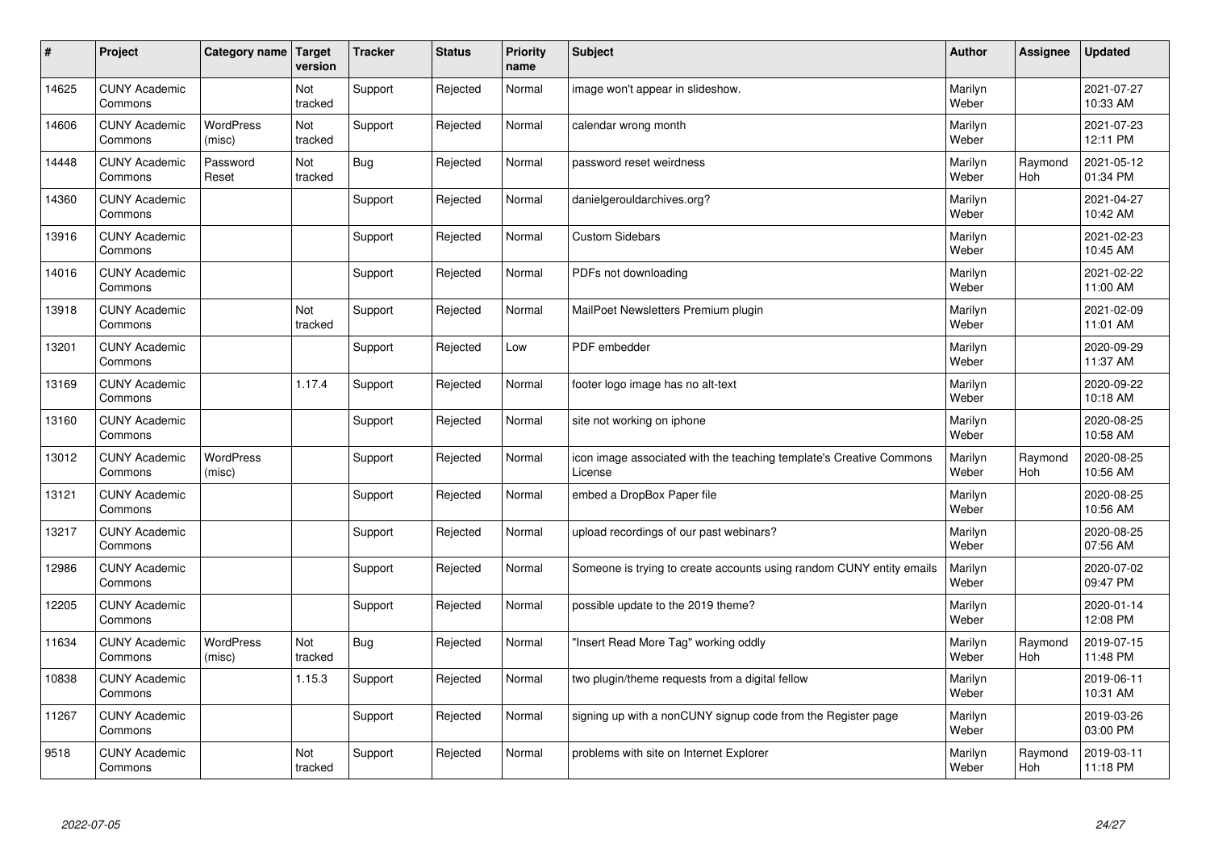| # | Project | Category name | Target version | Tracker | Status | Priority name | Subject | Author | Assignee | Updated |
|---|---|---|---|---|---|---|---|---|---|---|
| 14625 | CUNY Academic Commons | | Not tracked | Support | Rejected | Normal | image won't appear in slideshow. | Marilyn Weber | | 2021-07-27 10:33 AM |
| 14606 | CUNY Academic Commons | WordPress (misc) | Not tracked | Support | Rejected | Normal | calendar wrong month | Marilyn Weber | | 2021-07-23 12:11 PM |
| 14448 | CUNY Academic Commons | Password Reset | Not tracked | Bug | Rejected | Normal | password reset weirdness | Marilyn Weber | Raymond Hoh | 2021-05-12 01:34 PM |
| 14360 | CUNY Academic Commons | | | Support | Rejected | Normal | danielgerouldarchives.org? | Marilyn Weber | | 2021-04-27 10:42 AM |
| 13916 | CUNY Academic Commons | | | Support | Rejected | Normal | Custom Sidebars | Marilyn Weber | | 2021-02-23 10:45 AM |
| 14016 | CUNY Academic Commons | | | Support | Rejected | Normal | PDFs not downloading | Marilyn Weber | | 2021-02-22 11:00 AM |
| 13918 | CUNY Academic Commons | | Not tracked | Support | Rejected | Normal | MailPoet Newsletters Premium plugin | Marilyn Weber | | 2021-02-09 11:01 AM |
| 13201 | CUNY Academic Commons | | | Support | Rejected | Low | PDF embedder | Marilyn Weber | | 2020-09-29 11:37 AM |
| 13169 | CUNY Academic Commons | | 1.17.4 | Support | Rejected | Normal | footer logo image has no alt-text | Marilyn Weber | | 2020-09-22 10:18 AM |
| 13160 | CUNY Academic Commons | | | Support | Rejected | Normal | site not working on iphone | Marilyn Weber | | 2020-08-25 10:58 AM |
| 13012 | CUNY Academic Commons | WordPress (misc) | | Support | Rejected | Normal | icon image associated with the teaching template's Creative Commons License | Marilyn Weber | Raymond Hoh | 2020-08-25 10:56 AM |
| 13121 | CUNY Academic Commons | | | Support | Rejected | Normal | embed a DropBox Paper file | Marilyn Weber | | 2020-08-25 10:56 AM |
| 13217 | CUNY Academic Commons | | | Support | Rejected | Normal | upload recordings of our past webinars? | Marilyn Weber | | 2020-08-25 07:56 AM |
| 12986 | CUNY Academic Commons | | | Support | Rejected | Normal | Someone is trying to create accounts using random CUNY entity emails | Marilyn Weber | | 2020-07-02 09:47 PM |
| 12205 | CUNY Academic Commons | | | Support | Rejected | Normal | possible update to the 2019 theme? | Marilyn Weber | | 2020-01-14 12:08 PM |
| 11634 | CUNY Academic Commons | WordPress (misc) | Not tracked | Bug | Rejected | Normal | "Insert Read More Tag" working oddly | Marilyn Weber | Raymond Hoh | 2019-07-15 11:48 PM |
| 10838 | CUNY Academic Commons | | 1.15.3 | Support | Rejected | Normal | two plugin/theme requests from a digital fellow | Marilyn Weber | | 2019-06-11 10:31 AM |
| 11267 | CUNY Academic Commons | | | Support | Rejected | Normal | signing up with a nonCUNY signup code from the Register page | Marilyn Weber | | 2019-03-26 03:00 PM |
| 9518 | CUNY Academic Commons | | Not tracked | Support | Rejected | Normal | problems with site on Internet Explorer | Marilyn Weber | Raymond Hoh | 2019-03-11 11:18 PM |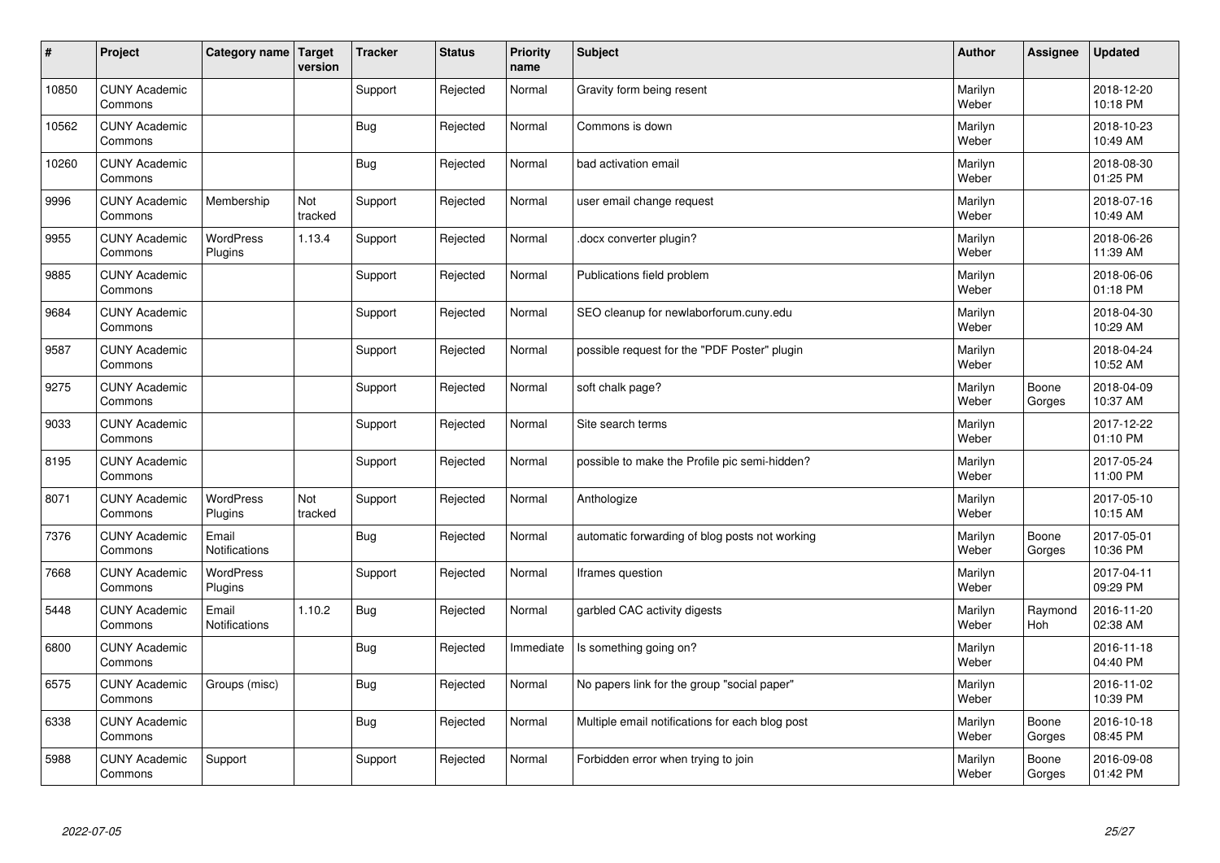| # | Project | Category name | Target version | Tracker | Status | Priority name | Subject | Author | Assignee | Updated |
|---|---|---|---|---|---|---|---|---|---|---|
| 10850 | CUNY Academic Commons | | | Support | Rejected | Normal | Gravity form being resent | Marilyn Weber | | 2018-12-20 10:18 PM |
| 10562 | CUNY Academic Commons | | | Bug | Rejected | Normal | Commons is down | Marilyn Weber | | 2018-10-23 10:49 AM |
| 10260 | CUNY Academic Commons | | | Bug | Rejected | Normal | bad activation email | Marilyn Weber | | 2018-08-30 01:25 PM |
| 9996 | CUNY Academic Commons | Membership | Not tracked | Support | Rejected | Normal | user email change request | Marilyn Weber | | 2018-07-16 10:49 AM |
| 9955 | CUNY Academic Commons | WordPress Plugins | 1.13.4 | Support | Rejected | Normal | .docx converter plugin? | Marilyn Weber | | 2018-06-26 11:39 AM |
| 9885 | CUNY Academic Commons | | | Support | Rejected | Normal | Publications field problem | Marilyn Weber | | 2018-06-06 01:18 PM |
| 9684 | CUNY Academic Commons | | | Support | Rejected | Normal | SEO cleanup for newlaborforum.cuny.edu | Marilyn Weber | | 2018-04-30 10:29 AM |
| 9587 | CUNY Academic Commons | | | Support | Rejected | Normal | possible request for the "PDF Poster" plugin | Marilyn Weber | | 2018-04-24 10:52 AM |
| 9275 | CUNY Academic Commons | | | Support | Rejected | Normal | soft chalk page? | Marilyn Weber | Boone Gorges | 2018-04-09 10:37 AM |
| 9033 | CUNY Academic Commons | | | Support | Rejected | Normal | Site search terms | Marilyn Weber | | 2017-12-22 01:10 PM |
| 8195 | CUNY Academic Commons | | | Support | Rejected | Normal | possible to make the Profile pic semi-hidden? | Marilyn Weber | | 2017-05-24 11:00 PM |
| 8071 | CUNY Academic Commons | WordPress Plugins | Not tracked | Support | Rejected | Normal | Anthologize | Marilyn Weber | | 2017-05-10 10:15 AM |
| 7376 | CUNY Academic Commons | Email Notifications | | Bug | Rejected | Normal | automatic forwarding of blog posts not working | Marilyn Weber | Boone Gorges | 2017-05-01 10:36 PM |
| 7668 | CUNY Academic Commons | WordPress Plugins | | Support | Rejected | Normal | Iframes question | Marilyn Weber | | 2017-04-11 09:29 PM |
| 5448 | CUNY Academic Commons | Email Notifications | 1.10.2 | Bug | Rejected | Normal | garbled CAC activity digests | Marilyn Weber | Raymond Hoh | 2016-11-20 02:38 AM |
| 6800 | CUNY Academic Commons | | | Bug | Rejected | Immediate | Is something going on? | Marilyn Weber | | 2016-11-18 04:40 PM |
| 6575 | CUNY Academic Commons | Groups (misc) | | Bug | Rejected | Normal | No papers link for the group "social paper" | Marilyn Weber | | 2016-11-02 10:39 PM |
| 6338 | CUNY Academic Commons | | | Bug | Rejected | Normal | Multiple email notifications for each blog post | Marilyn Weber | Boone Gorges | 2016-10-18 08:45 PM |
| 5988 | CUNY Academic Commons | Support | | Support | Rejected | Normal | Forbidden error when trying to join | Marilyn Weber | Boone Gorges | 2016-09-08 01:42 PM |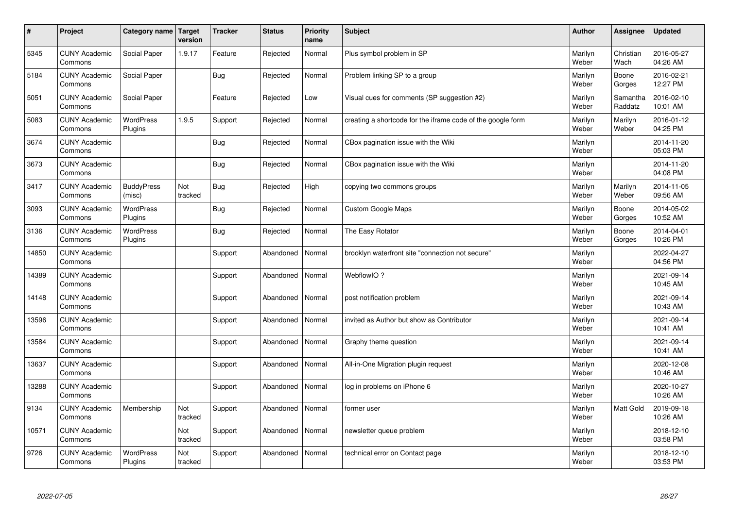| # | Project | Category name | Target version | Tracker | Status | Priority name | Subject | Author | Assignee | Updated |
|---|---|---|---|---|---|---|---|---|---|---|
| 5345 | CUNY Academic Commons | Social Paper | 1.9.17 | Feature | Rejected | Normal | Plus symbol problem in SP | Marilyn Weber | Christian Wach | 2016-05-27 04:26 AM |
| 5184 | CUNY Academic Commons | Social Paper | | Bug | Rejected | Normal | Problem linking SP to a group | Marilyn Weber | Boone Gorges | 2016-02-21 12:27 PM |
| 5051 | CUNY Academic Commons | Social Paper | | Feature | Rejected | Low | Visual cues for comments (SP suggestion #2) | Marilyn Weber | Samantha Raddatz | 2016-02-10 10:01 AM |
| 5083 | CUNY Academic Commons | WordPress Plugins | 1.9.5 | Support | Rejected | Normal | creating a shortcode for the iframe code of the google form | Marilyn Weber | Marilyn Weber | 2016-01-12 04:25 PM |
| 3674 | CUNY Academic Commons | | | Bug | Rejected | Normal | CBox pagination issue with the Wiki | Marilyn Weber | | 2014-11-20 05:03 PM |
| 3673 | CUNY Academic Commons | | | Bug | Rejected | Normal | CBox pagination issue with the Wiki | Marilyn Weber | | 2014-11-20 04:08 PM |
| 3417 | CUNY Academic Commons | BuddyPress (misc) | Not tracked | Bug | Rejected | High | copying two commons groups | Marilyn Weber | Marilyn Weber | 2014-11-05 09:56 AM |
| 3093 | CUNY Academic Commons | WordPress Plugins | | Bug | Rejected | Normal | Custom Google Maps | Marilyn Weber | Boone Gorges | 2014-05-02 10:52 AM |
| 3136 | CUNY Academic Commons | WordPress Plugins | | Bug | Rejected | Normal | The Easy Rotator | Marilyn Weber | Boone Gorges | 2014-04-01 10:26 PM |
| 14850 | CUNY Academic Commons | | | Support | Abandoned | Normal | brooklyn waterfront site "connection not secure" | Marilyn Weber | | 2022-04-27 04:56 PM |
| 14389 | CUNY Academic Commons | | | Support | Abandoned | Normal | WebflowIO ? | Marilyn Weber | | 2021-09-14 10:45 AM |
| 14148 | CUNY Academic Commons | | | Support | Abandoned | Normal | post notification problem | Marilyn Weber | | 2021-09-14 10:43 AM |
| 13596 | CUNY Academic Commons | | | Support | Abandoned | Normal | invited as Author but show as Contributor | Marilyn Weber | | 2021-09-14 10:41 AM |
| 13584 | CUNY Academic Commons | | | Support | Abandoned | Normal | Graphy theme question | Marilyn Weber | | 2021-09-14 10:41 AM |
| 13637 | CUNY Academic Commons | | | Support | Abandoned | Normal | All-in-One Migration plugin request | Marilyn Weber | | 2020-12-08 10:46 AM |
| 13288 | CUNY Academic Commons | | | Support | Abandoned | Normal | log in problems on iPhone 6 | Marilyn Weber | | 2020-10-27 10:26 AM |
| 9134 | CUNY Academic Commons | Membership | Not tracked | Support | Abandoned | Normal | former user | Marilyn Weber | Matt Gold | 2019-09-18 10:26 AM |
| 10571 | CUNY Academic Commons | | Not tracked | Support | Abandoned | Normal | newsletter queue problem | Marilyn Weber | | 2018-12-10 03:58 PM |
| 9726 | CUNY Academic Commons | WordPress Plugins | Not tracked | Support | Abandoned | Normal | technical error on Contact page | Marilyn Weber | | 2018-12-10 03:53 PM |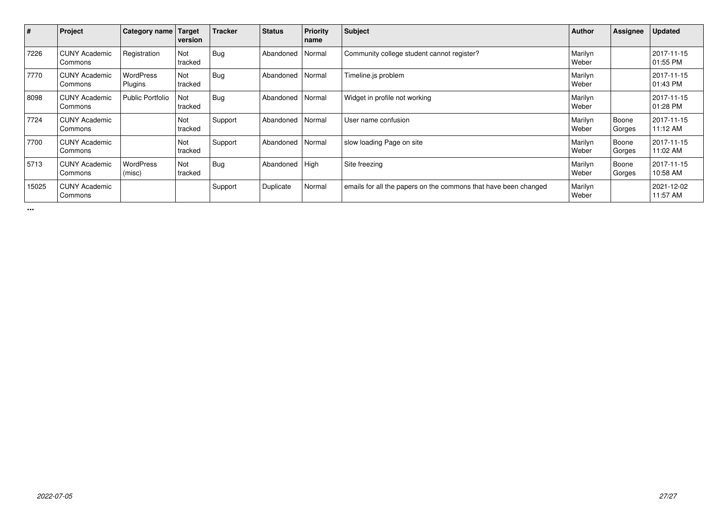| # | Project | Category name | Target version | Tracker | Status | Priority name | Subject | Author | Assignee | Updated |
|---|---|---|---|---|---|---|---|---|---|---|
| 7226 | CUNY Academic Commons | Registration | Not tracked | Bug | Abandoned | Normal | Community college student cannot register? | Marilyn Weber | | 2017-11-15 01:55 PM |
| 7770 | CUNY Academic Commons | WordPress Plugins | Not tracked | Bug | Abandoned | Normal | Timeline.js problem | Marilyn Weber | | 2017-11-15 01:43 PM |
| 8098 | CUNY Academic Commons | Public Portfolio | Not tracked | Bug | Abandoned | Normal | Widget in profile not working | Marilyn Weber | | 2017-11-15 01:28 PM |
| 7724 | CUNY Academic Commons | | Not tracked | Support | Abandoned | Normal | User name confusion | Marilyn Weber | Boone Gorges | 2017-11-15 11:12 AM |
| 7700 | CUNY Academic Commons | | Not tracked | Support | Abandoned | Normal | slow loading Page on site | Marilyn Weber | Boone Gorges | 2017-11-15 11:02 AM |
| 5713 | CUNY Academic Commons | WordPress (misc) | Not tracked | Bug | Abandoned | High | Site freezing | Marilyn Weber | Boone Gorges | 2017-11-15 10:58 AM |
| 15025 | CUNY Academic Commons | | | Support | Duplicate | Normal | emails for all the papers on the commons that have been changed | Marilyn Weber | | 2021-12-02 11:57 AM |

...